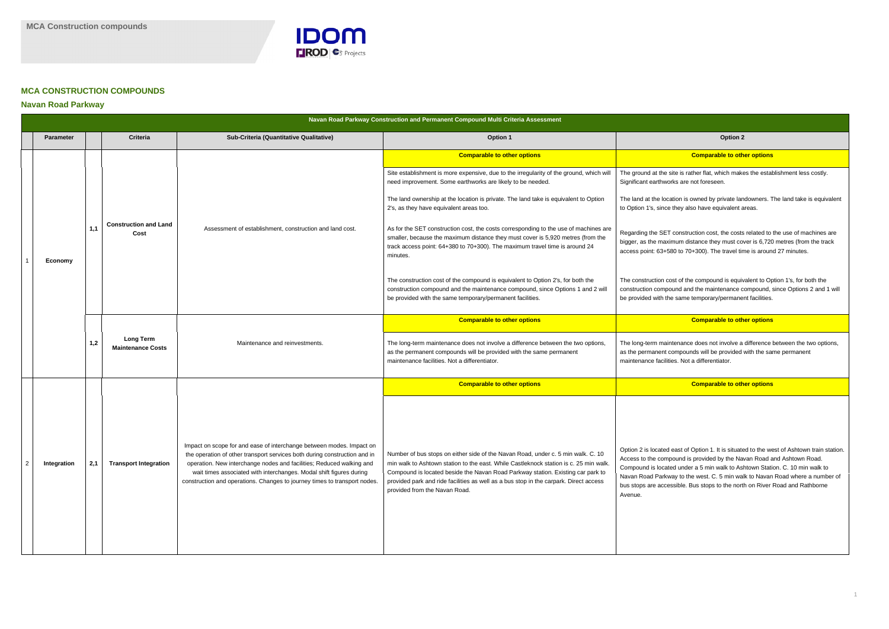MCA Construction compounds

## MCA CONSTRUCTION COMPOUNDS

### Navan Road Parkway

| Navan Road Parkway Construction and Permanent Compound Multi Criteria Assessment | | | | | | |
|---|---|---|---|---|---|---|
| | **Parameter** | | **Criteria** | **Sub-Criteria (Quantitative Qualitative)** | **Option 1** | **Option 2** |
| 1 | Economy | 1,1 | **Construction and Land Cost** | Assessment of establishment, construction and land cost. | **Comparable to other options**<br><br>Site establishment is more expensive, due to the irregularity of the ground, which will need improvement. Some earthworks are likely to be needed.<br><br>The land ownership at the location is private. The land take is equivalent to Option 2's, as they have equivalent areas too.<br><br>As for the SET construction cost, the costs corresponding to the use of machines are smaller, because the maximum distance they must cover is 5,920 metres (from the track access point: 64+380 to 70+300). The maximum travel time is around 24 minutes.<br><br>The construction cost of the compound is equivalent to Option 2's, for both the construction compound and the maintenance compound, since Options 1 and 2 will be provided with the same temporary/permanent facilities. | **Comparable to other options**<br><br>The ground at the site is rather flat, which makes the establishment less costly. Significant earthworks are not foreseen.<br><br>The land at the location is owned by private landowners. The land take is equivalent to Option 1's, since they also have equivalent areas.<br><br>Regarding the SET construction cost, the costs related to the use of machines are bigger, as the maximum distance they must cover is 6,720 metres (from the track access point: 63+580 to 70+300). The travel time is around 27 minutes.<br><br>The construction cost of the compound is equivalent to Option 1's, for both the construction compound and the maintenance compound, since Options 2 and 1 will be provided with the same temporary/permanent facilities. |
| | | 1,2 | **Long Term Maintenance Costs** | Maintenance and reinvestments. | **Comparable to other options**<br><br>The long-term maintenance does not involve a difference between the two options, as the permanent compounds will be provided with the same permanent maintenance facilities. Not a differentiator. | **Comparable to other options**<br><br>The long-term maintenance does not involve a difference between the two options, as the permanent compounds will be provided with the same permanent maintenance facilities. Not a differentiator. |
| 2 | Integration | 2,1 | **Transport Integration** | Impact on scope for and ease of interchange between modes. Impact on the operation of other transport services both during construction and in operation. New interchange nodes and facilities; Reduced walking and wait times associated with interchanges. Modal shift figures during construction and operations. Changes to journey times to transport nodes. | **Comparable to other options**<br><br>Number of bus stops on either side of the Navan Road, under c. 5 min walk. C. 10 min walk to Ashtown station to the east. While Castleknock station is c. 25 min walk. Compound is located beside the Navan Road Parkway station. Existing car park to provided park and ride facilities as well as a bus stop in the carpark. Direct access provided from the Navan Road. | **Comparable to other options**<br><br>Option 2 is located east of Option 1. It is situated to the west of Ashtown train station. Access to the compound is provided by the Navan Road and Ashtown Road. Compound is located under a 5 min walk to Ashtown Station. C. 10 min walk to Navan Road Parkway to the west. C. 5 min walk to Navan Road where a number of bus stops are accessible. Bus stops to the north on River Road and Rathborne Avenue. |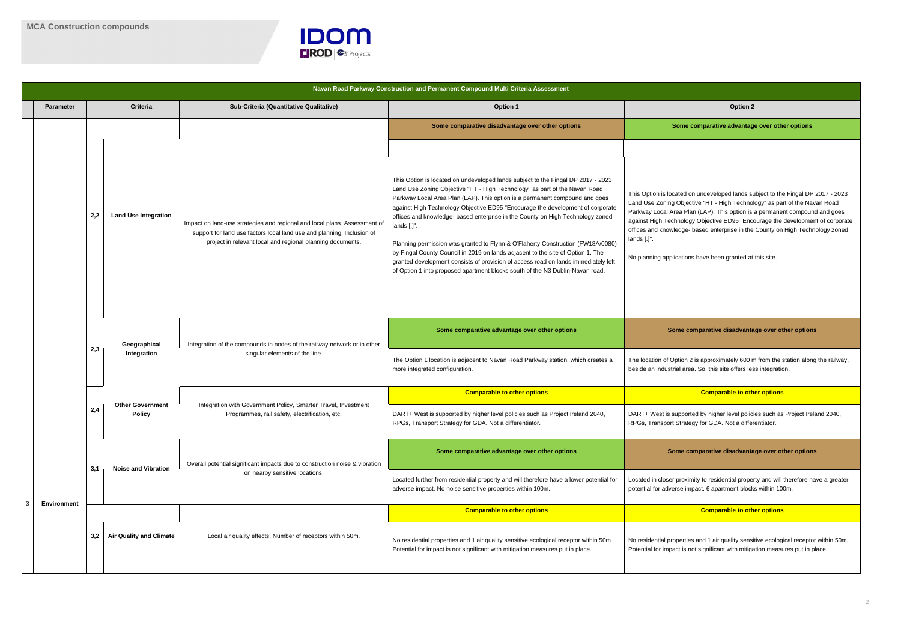# MCA Construction compounds

| | Parameter | | Criteria | Sub-Criteria (Quantitative Qualitative) | Option 1 | Option 2 |
|---|---|---|---|---|---|---|
| **Navan Road Parkway Construction and Permanent Compound Multi Criteria Assessment** | | | | | | |
| | | 2,2 | **Land Use Integration** | Impact on land-use strategies and regional and local plans. Assessment of support for land use factors local land use and planning. Inclusion of project in relevant local and regional planning documents. | **Some comparative disadvantage over other options**<br><br>This Option is located on undeveloped lands subject to the Fingal DP 2017 - 2023 Land Use Zoning Objective "HT - High Technology" as part of the Navan Road Parkway Local Area Plan (LAP). This option is a permanent compound and goes against High Technology Objective ED95 "Encourage the development of corporate offices and knowledge- based enterprise in the County on High Technology zoned lands [.]".<br><br>Planning permission was granted to Flynn & O'Flaherty Construction (FW18A/0080) by Fingal County Council in 2019 on lands adjacent to the site of Option 1. The granted development consists of provision of access road on lands immediately left of Option 1 into proposed apartment blocks south of the N3 Dublin-Navan road. | **Some comparative advantage over other options**<br><br>This Option is located on undeveloped lands subject to the Fingal DP 2017 - 2023 Land Use Zoning Objective "HT - High Technology" as part of the Navan Road Parkway Local Area Plan (LAP). This option is a permanent compound and goes against High Technology Objective ED95 "Encourage the development of corporate offices and knowledge- based enterprise in the County on High Technology zoned lands [.]".<br><br>No planning applications have been granted at this site. |
| | | 2,3 | **Geographical Integration** | Integration of the compounds in nodes of the railway network or in other singular elements of the line. | **Some comparative advantage over other options**<br><br>The Option 1 location is adjacent to Navan Road Parkway station, which creates a more integrated configuration. | **Some comparative disadvantage over other options**<br><br>The location of Option 2 is approximately 600 m from the station along the railway, beside an industrial area. So, this site offers less integration. |
| | | 2,4 | **Other Government Policy** | Integration with Government Policy, Smarter Travel, Investment Programmes, rail safety, electrification, etc. | **Comparable to other options**<br><br>DART+ West is supported by higher level policies such as Project Ireland 2040, RPGs, Transport Strategy for GDA. Not a differentiator. | **Comparable to other options**<br><br>DART+ West is supported by higher level policies such as Project Ireland 2040, RPGs, Transport Strategy for GDA. Not a differentiator. |
| 3 | **Environment** | 3,1 | **Noise and Vibration** | Overall potential significant impacts due to construction noise & vibration on nearby sensitive locations. | **Some comparative advantage over other options**<br><br>Located further from residential property and will therefore have a lower potential for adverse impact. No noise sensitive properties within 100m. | **Some comparative disadvantage over other options**<br><br>Located in closer proximity to residential property and will therefore have a greater potential for adverse impact. 6 apartment blocks within 100m. |
| | | 3,2 | **Air Quality and Climate** | Local air quality effects. Number of receptors within 50m. | **Comparable to other options**<br><br>No residential properties and 1 air quality sensitive ecological receptor within 50m. Potential for impact is not significant with mitigation measures put in place. | **Comparable to other options**<br><br>No residential properties and 1 air quality sensitive ecological receptor within 50m. Potential for impact is not significant with mitigation measures put in place. |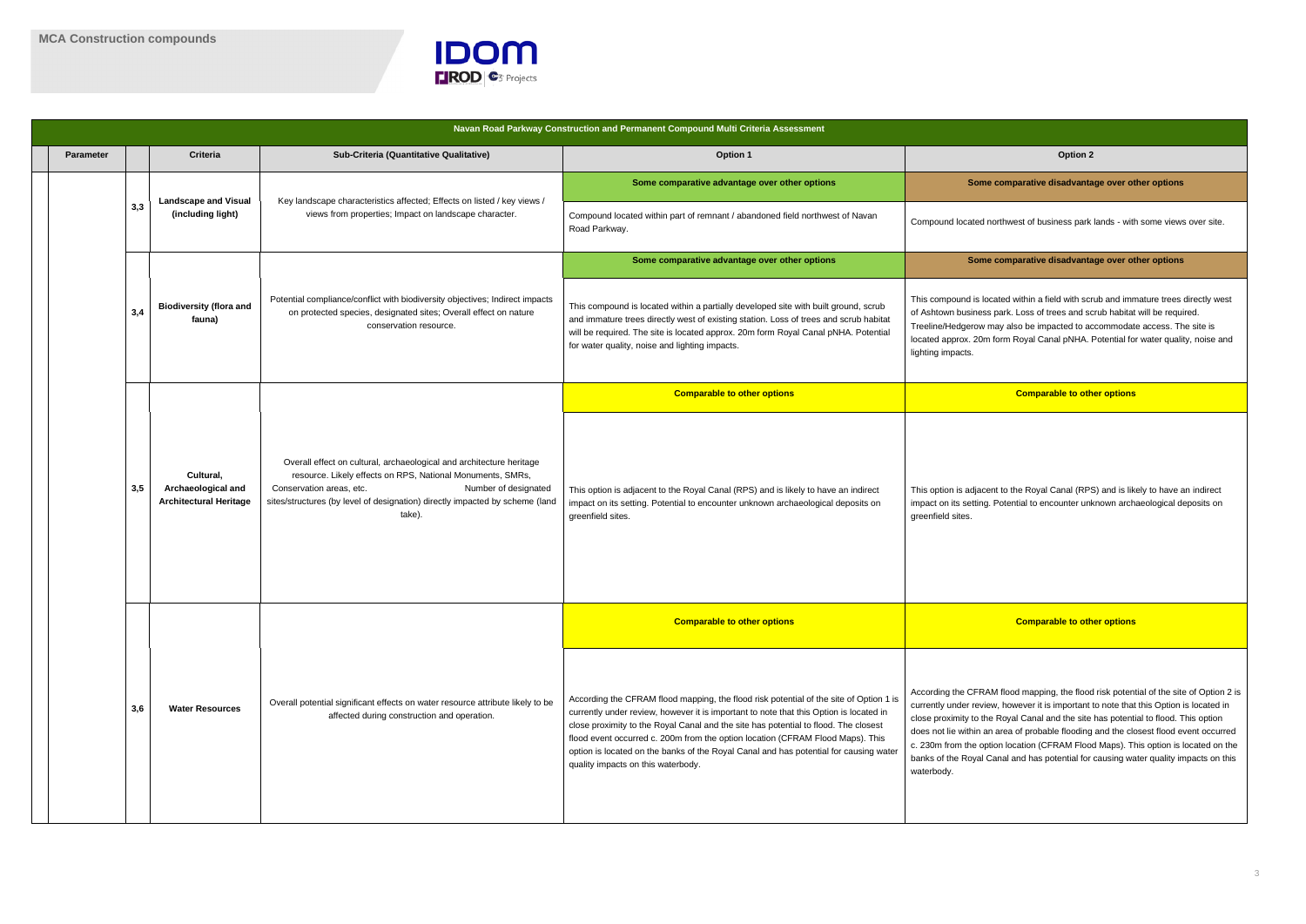## MCA Construction compounds

| Navan Road Parkway Construction and Permanent Compound Multi Criteria Assessment | | | | | |
|---|---|---|---|---|---|
| **Parameter** | | **Criteria** | **Sub-Criteria (Quantitative Qualitative)** | **Option 1** | **Option 2** |
| | 3,3 | **Landscape and Visual (including light)** | Key landscape characteristics affected; Effects on listed / key views / views from properties; Impact on landscape character. | **Some comparative advantage over other options**<br>Compound located within part of remnant / abandoned field northwest of Navan Road Parkway. | **Some comparative disadvantage over other options**<br>Compound located northwest of business park lands - with some views over site. |
| | 3,4 | **Biodiversity (flora and fauna)** | Potential compliance/conflict with biodiversity objectives; Indirect impacts on protected species, designated sites; Overall effect on nature conservation resource. | **Some comparative advantage over other options**<br>This compound is located within a partially developed site with built ground, scrub and immature trees directly west of existing station. Loss of trees and scrub habitat will be required. The site is located approx. 20m form Royal Canal pNHA. Potential for water quality, noise and lighting impacts. | **Some comparative disadvantage over other options**<br>This compound is located within a field with scrub and immature trees directly west of Ashtown business park. Loss of trees and scrub habitat will be required. Treeline/Hedgerow may also be impacted to accommodate access. The site is located approx. 20m form Royal Canal pNHA. Potential for water quality, noise and lighting impacts. |
| | 3,5 | **Cultural, Archaeological and Architectural Heritage** | Overall effect on cultural, archaeological and architecture heritage resource. Likely effects on RPS, National Monuments, SMRs, Conservation areas, etc. Number of designated sites/structures (by level of designation) directly impacted by scheme (land take). | **Comparable to other options**<br>This option is adjacent to the Royal Canal (RPS) and is likely to have an indirect impact on its setting. Potential to encounter unknown archaeological deposits on greenfield sites. | **Comparable to other options**<br>This option is adjacent to the Royal Canal (RPS) and is likely to have an indirect impact on its setting. Potential to encounter unknown archaeological deposits on greenfield sites. |
| | 3,6 | **Water Resources** | Overall potential significant effects on water resource attribute likely to be affected during construction and operation. | **Comparable to other options**<br>According the CFRAM flood mapping, the flood risk potential of the site of Option 1 is currently under review, however it is important to note that this Option is located in close proximity to the Royal Canal and the site has potential to flood. The closest flood event occurred c. 200m from the option location (CFRAM Flood Maps). This option is located on the banks of the Royal Canal and has potential for causing water quality impacts on this waterbody. | **Comparable to other options**<br>According the CFRAM flood mapping, the flood risk potential of the site of Option 2 is currently under review, however it is important to note that this Option is located in close proximity to the Royal Canal and the site has potential to flood. This option does not lie within an area of probable flooding and the closest flood event occurred c. 230m from the option location (CFRAM Flood Maps). This option is located on the banks of the Royal Canal and has potential for causing water quality impacts on this waterbody. |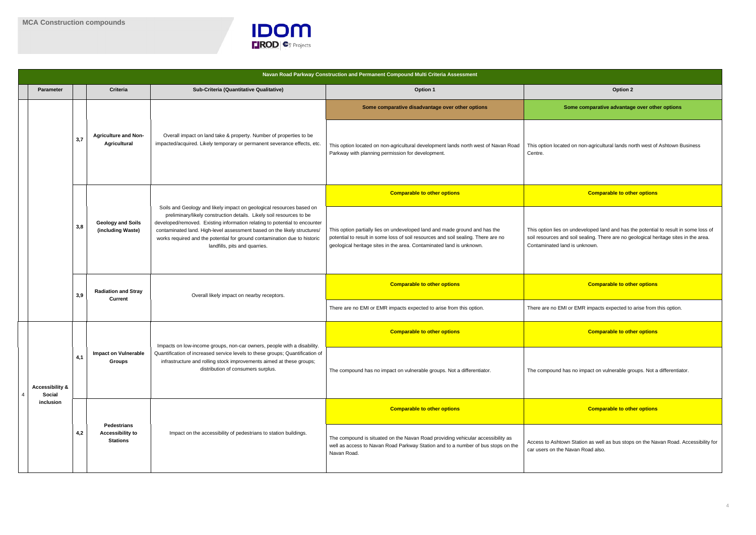## MCA Construction compounds

| | Parameter | | Criteria | Sub-Criteria (Quantitative Qualitative) | Option 1 | Option 2 |
|---|---|---|---|---|---|---|
| **Navan Road Parkway Construction and Permanent Compound Multi Criteria Assessment** | | | | | | |
| | | 3,7 | **Agriculture and Non-Agricultural** | Overall impact on land take & property. Number of properties to be impacted/acquired. Likely temporary or permanent severance effects, etc. | **Some comparative disadvantage over other options** | **Some comparative advantage over other options** |
| | | | | | This option located on non-agricultural development lands north west of Navan Road Parkway with planning permission for development. | This option located on non-agricultural lands north west of Ashtown Business Centre. |
| | | 3,8 | **Geology and Soils (including Waste)** | Soils and Geology and likely impact on geological resources based on preliminary/likely construction details. Likely soil resources to be developed/removed. Existing information relating to potential to encounter contaminated land. High-level assessment based on the likely structures/ works required and the potential for ground contamination due to historic landfills, pits and quarries. | **Comparable to other options** | **Comparable to other options** |
| | | | | | This option partially lies on undeveloped land and made ground and has the potential to result in some loss of soil resources and soil sealing. There are no geological heritage sites in the area. Contaminated land is unknown. | This option lies on undeveloped land and has the potential to result in some loss of soil resources and soil sealing. There are no geological heritage sites in the area. Contaminated land is unknown. |
| | | 3,9 | **Radiation and Stray Current** | Overall likely impact on nearby receptors. | **Comparable to other options** | **Comparable to other options** |
| | | | | | There are no EMI or EMR impacts expected to arise from this option. | There are no EMI or EMR impacts expected to arise from this option. |
| 4 | **Accessibility & Social inclusion** | 4,1 | **Impact on Vulnerable Groups** | Impacts on low-income groups, non-car owners, people with a disability. Quantification of increased service levels to these groups; Quantification of infrastructure and rolling stock improvements aimed at these groups; distribution of consumers surplus. | **Comparable to other options** | **Comparable to other options** |
| | | | | | The compound has no impact on vulnerable groups. Not a differentiator. | The compound has no impact on vulnerable groups. Not a differentiator. |
| | | 4,2 | **Pedestrians Accessibility to Stations** | Impact on the accessibility of pedestrians to station buildings. | **Comparable to other options** | **Comparable to other options** |
| | | | | | The compound is situated on the Navan Road providing vehicular accessibility as well as access to Navan Road Parkway Station and to a number of bus stops on the Navan Road. | Access to Ashtown Station as well as bus stops on the Navan Road. Accessibility for car users on the Navan Road also. |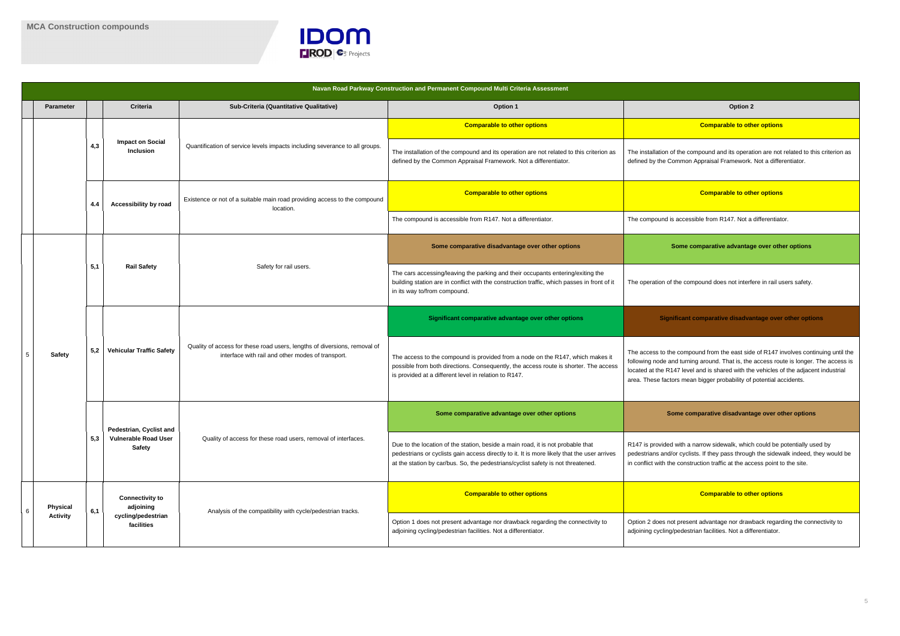## MCA Construction compounds

| | Parameter | | Criteria | Sub-Criteria (Quantitative Qualitative) | Option 1 | Option 2 |
|---|---|---|---|---|---|---|
| **Navan Road Parkway Construction and Permanent Compound Multi Criteria Assessment** | | | | | | |
| | | 4,3 | **Impact on Social Inclusion** | Quantification of service levels impacts including severance to all groups. | **Comparable to other options** | **Comparable to other options** |
| | | | | | The installation of the compound and its operation are not related to this criterion as defined by the Common Appraisal Framework. Not a differentiator. | The installation of the compound and its operation are not related to this criterion as defined by the Common Appraisal Framework. Not a differentiator. |
| | | 4.4 | **Accessibility by road** | Existence or not of a suitable main road providing access to the compound location. | **Comparable to other options** | **Comparable to other options** |
| | | | | | The compound is accessible from R147. Not a differentiator. | The compound is accessible from R147. Not a differentiator. |
| 5 | **Safety** | 5,1 | **Rail Safety** | Safety for rail users. | **Some comparative disadvantage over other options** | **Some comparative advantage over other options** |
| | | | | | The cars accessing/leaving the parking and their occupants entering/exiting the building station are in conflict with the construction traffic, which passes in front of it in its way to/from compound. | The operation of the compound does not interfere in rail users safety. |
| | | 5,2 | **Vehicular Traffic Safety** | Quality of access for these road users, lengths of diversions, removal of interface with rail and other modes of transport. | **Significant comparative advantage over other options** | **Significant comparative disadvantage over other options** |
| | | | | | The access to the compound is provided from a node on the R147, which makes it possible from both directions. Consequently, the access route is shorter. The access is provided at a different level in relation to R147. | The access to the compound from the east side of R147 involves continuing until the following node and turning around. That is, the access route is longer. The access is located at the R147 level and is shared with the vehicles of the adjacent industrial area. These factors mean bigger probability of potential accidents. |
| | | 5,3 | **Pedestrian, Cyclist and Vulnerable Road User Safety** | Quality of access for these road users, removal of interfaces. | **Some comparative advantage over other options** | **Some comparative disadvantage over other options** |
| | | | | | Due to the location of the station, beside a main road, it is not probable that pedestrians or cyclists gain access directly to it. It is more likely that the user arrives at the station by car/bus. So, the pedestrians/cyclist safety is not threatened. | R147 is provided with a narrow sidewalk, which could be potentially used by pedestrians and/or cyclists. If they pass through the sidewalk indeed, they would be in conflict with the construction traffic at the access point to the site. |
| 6 | **Physical Activity** | 6,1 | **Connectivity to adjoining cycling/pedestrian facilities** | Analysis of the compatibility with cycle/pedestrian tracks. | **Comparable to other options** | **Comparable to other options** |
| | | | | | Option 1 does not present advantage nor drawback regarding the connectivity to adjoining cycling/pedestrian facilities. Not a differentiator. | Option 2 does not present advantage nor drawback regarding the connectivity to adjoining cycling/pedestrian facilities. Not a differentiator. |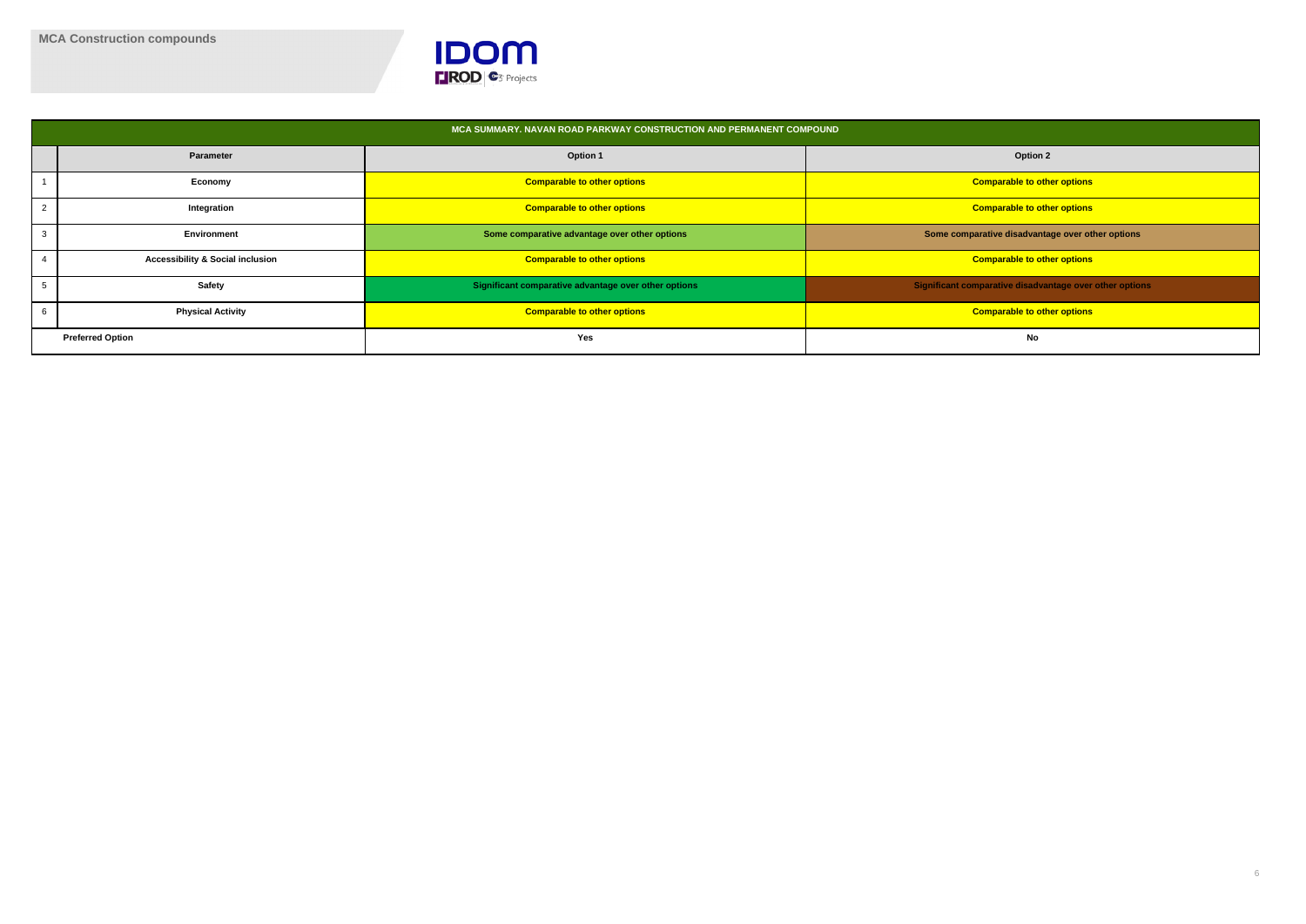**MCA Construction compounds**

| MCA SUMMARY. NAVAN ROAD PARKWAY CONSTRUCTION AND PERMANENT COMPOUND | | | |
|---|---|---|---|
| | **Parameter** | **Option 1** | **Option 2** |
| 1 | **Economy** | **Comparable to other options** | **Comparable to other options** |
| 2 | **Integration** | **Comparable to other options** | **Comparable to other options** |
| 3 | **Environment** | **Some comparative advantage over other options** | **Some comparative disadvantage over other options** |
| 4 | **Accessibility & Social inclusion** | **Comparable to other options** | **Comparable to other options** |
| 5 | **Safety** | **Significant comparative advantage over other options** | **Significant comparative disadvantage over other options** |
| 6 | **Physical Activity** | **Comparable to other options** | **Comparable to other options** |
| **Preferred Option** | | **Yes** | **No** |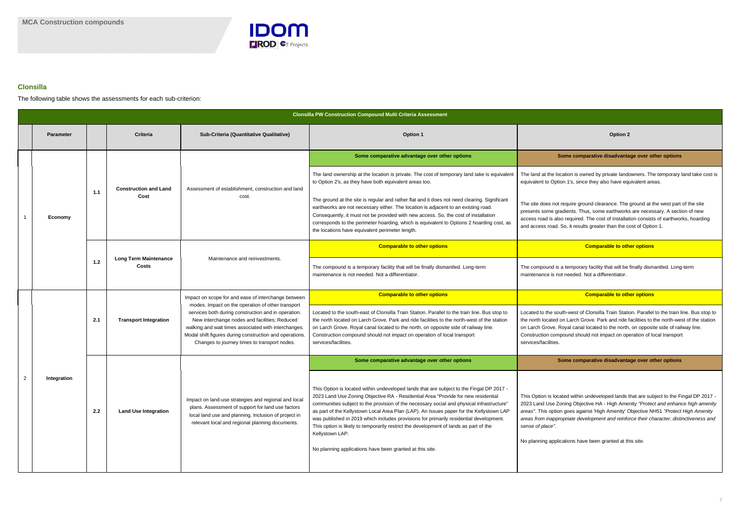## Clonsilla

The following table shows the assessments for each sub-criterion:

| Clonsilla PW Construction Compound Multi Criteria Assessment | | | | | | |
|---|---|---|---|---|---|---|
| | **Parameter** | | **Criteria** | **Sub-Criteria (Quantitative Qualitative)** | **Option 1** | **Option 2** |
| 1 | Economy | 1.1 | Construction and Land Cost | Assessment of establishment, construction and land cost. | **Some comparative advantage over other options**<br><br>The land ownership at the location is private. The cost of temporary land take is equivalent to Option 2's, as they have both equivalent areas too.<br><br>The ground at the site is regular and rather flat and it does not need clearing. Significant earthworks are not necessary either. The location is adjacent to an existing road. Consequently, it must not be provided with new access. So, the cost of installation corresponds to the perimeter hoarding, which is equivalent to Options 2 hoarding cost, as the locations have equivalent perimeter length. | **Some comparative disadvantage over other options**<br><br>The land at the location is owned by private landowners. The temporary land take cost is equivalent to Option 1's, since they also have equivalent areas.<br><br>The site does not require ground clearance. The ground at the west part of the site presents some gradients. Thus, some earthworks are necessary. A section of new access road is also required. The cost of installation consists of earthworks, hoarding and access road. So, it results greater than the cost of Option 1. |
| | | 1.2 | Long Term Maintenance Costs | Maintenance and reinvestments. | **Comparable to other options**<br><br>The compound is a temporary facility that will be finally dismantled. Long-term maintenance is not needed. Not a differentiator. | **Comparable to other options**<br><br>The compound is a temporary facility that will be finally dismantled. Long-term maintenance is not needed. Not a differentiator. |
| 2 | Integration | 2.1 | Transport Integration | Impact on scope for and ease of interchange between modes. Impact on the operation of other transport services both during construction and in operation. New interchange nodes and facilities; Reduced walking and wait times associated with interchanges. Modal shift figures during construction and operations. Changes to journey times to transport nodes. | **Comparable to other options**<br><br>Located to the south-east of Clonsilla Train Station. Parallel to the train line. Bus stop to the north located on Larch Grove. Park and ride facilities to the north-west of the station on Larch Grove. Royal canal located to the north, on opposite side of railway line. Construction compound should not impact on operation of local transport services/facilities. | **Comparable to other options**<br><br>Located to the south-west of Clonsilla Train Station. Parallel to the train line. Bus stop to the north located on Larch Grove. Park and ride facilities to the north-west of the station on Larch Grove. Royal canal located to the north, on opposite side of railway line. Construction compound should not impact on operation of local transport services/facilities. |
| | | 2.2 | Land Use Integration | Impact on land-use strategies and regional and local plans. Assessment of support for land use factors local land use and planning. Inclusion of project in relevant local and regional planning documents. | **Some comparative advantage over other options**<br><br>This Option is located within undeveloped lands that are subject to the Fingal DP 2017 - 2023 Land Use Zoning Objective RA - Residential Area "Provide for new residential communities subject to the provision of the necessary social and physical infrastructure" as part of the Kellystown Local Area Plan (LAP). An Issues paper for the Kellystown LAP was published in 2019 which includes provisions for primarily residential development. This option is likely to temporarily restrict the development of lands as part of the Kellystown LAP.<br><br>No planning applications have been granted at this site. | **Some comparative disadvantage over other options**<br><br>This Option is located within undeveloped lands that are subject to the Fingal DP 2017 - 2023 Land Use Zoning Objective HA - High Amenity *"Protect and enhance high amenity areas"*. This option goes against 'High Amenity' Objective NH51 *"Protect High Amenity areas from inappropriate development and reinforce their character, distinctiveness and sense of place"*.<br><br>No planning applications have been granted at this site. |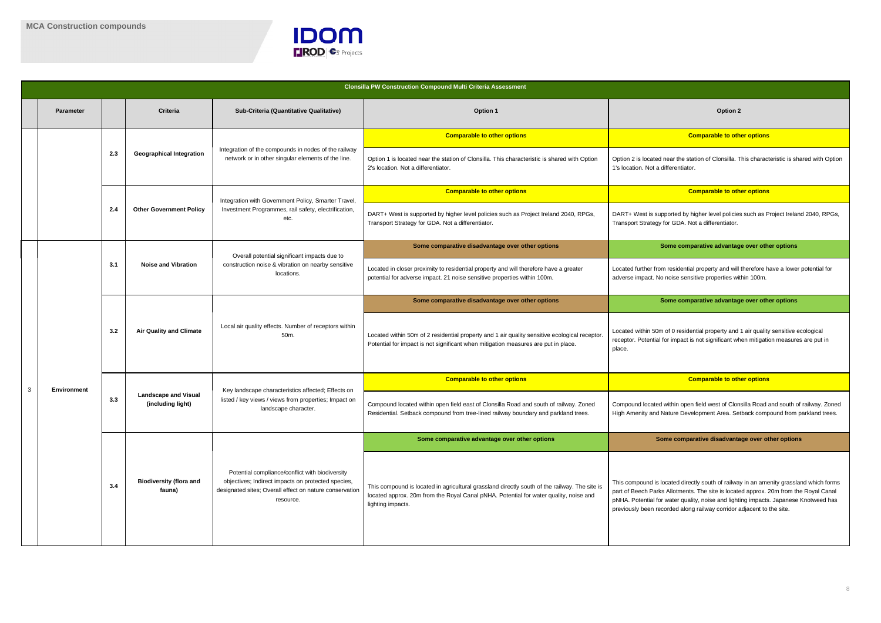# MCA Construction compounds

| | Parameter | | Criteria | Sub-Criteria (Quantitative Qualitative) | Option 1 | Option 2 |
|---|---|---|---|---|---|---|
| **Clonsilla PW Construction Compound Multi Criteria Assessment** | | | | | | |
| | | 2.3 | **Geographical Integration** | Integration of the compounds in nodes of the railway network or in other singular elements of the line. | **Comparable to other options** | **Comparable to other options** |
| | | | | | Option 1 is located near the station of Clonsilla. This characteristic is shared with Option 2's location. Not a differentiator. | Option 2 is located near the station of Clonsilla. This characteristic is shared with Option 1's location. Not a differentiator. |
| | | 2.4 | **Other Government Policy** | Integration with Government Policy, Smarter Travel, Investment Programmes, rail safety, electrification, etc. | **Comparable to other options** | **Comparable to other options** |
| | | | | | DART+ West is supported by higher level policies such as Project Ireland 2040, RPGs, Transport Strategy for GDA. Not a differentiator. | DART+ West is supported by higher level policies such as Project Ireland 2040, RPGs, Transport Strategy for GDA. Not a differentiator. |
| 3 | **Environment** | 3.1 | **Noise and Vibration** | Overall potential significant impacts due to construction noise & vibration on nearby sensitive locations. | **Some comparative disadvantage over other options** | **Some comparative advantage over other options** |
| | | | | | Located in closer proximity to residential property and will therefore have a greater potential for adverse impact. 21 noise sensitive properties within 100m. | Located further from residential property and will therefore have a lower potential for adverse impact. No noise sensitive properties within 100m. |
| | | 3.2 | **Air Quality and Climate** | Local air quality effects. Number of receptors within 50m. | **Some comparative disadvantage over other options** | **Some comparative advantage over other options** |
| | | | | | Located within 50m of 2 residential property and 1 air quality sensitive ecological receptor. Potential for impact is not significant when mitigation measures are put in place. | Located within 50m of 0 residential property and 1 air quality sensitive ecological receptor. Potential for impact is not significant when mitigation measures are put in place. |
| | | 3.3 | **Landscape and Visual (including light)** | Key landscape characteristics affected; Effects on listed / key views / views from properties; Impact on landscape character. | **Comparable to other options** | **Comparable to other options** |
| | | | | | Compound located within open field east of Clonsilla Road and south of railway. Zoned Residential. Setback compound from tree-lined railway boundary and parkland trees. | Compound located within open field west of Clonsilla Road and south of railway. Zoned High Amenity and Nature Development Area. Setback compound from parkland trees. |
| | | 3.4 | **Biodiversity (flora and fauna)** | Potential compliance/conflict with biodiversity objectives; Indirect impacts on protected species, designated sites; Overall effect on nature conservation resource. | **Some comparative advantage over other options** | **Some comparative disadvantage over other options** |
| | | | | | This compound is located in agricultural grassland directly south of the railway. The site is located approx. 20m from the Royal Canal pNHA. Potential for water quality, noise and lighting impacts. | This compound is located directly south of railway in an amenity grassland which forms part of Beech Parks Allotments. The site is located approx. 20m from the Royal Canal pNHA. Potential for water quality, noise and lighting impacts. Japanese Knotweed has previously been recorded along railway corridor adjacent to the site. |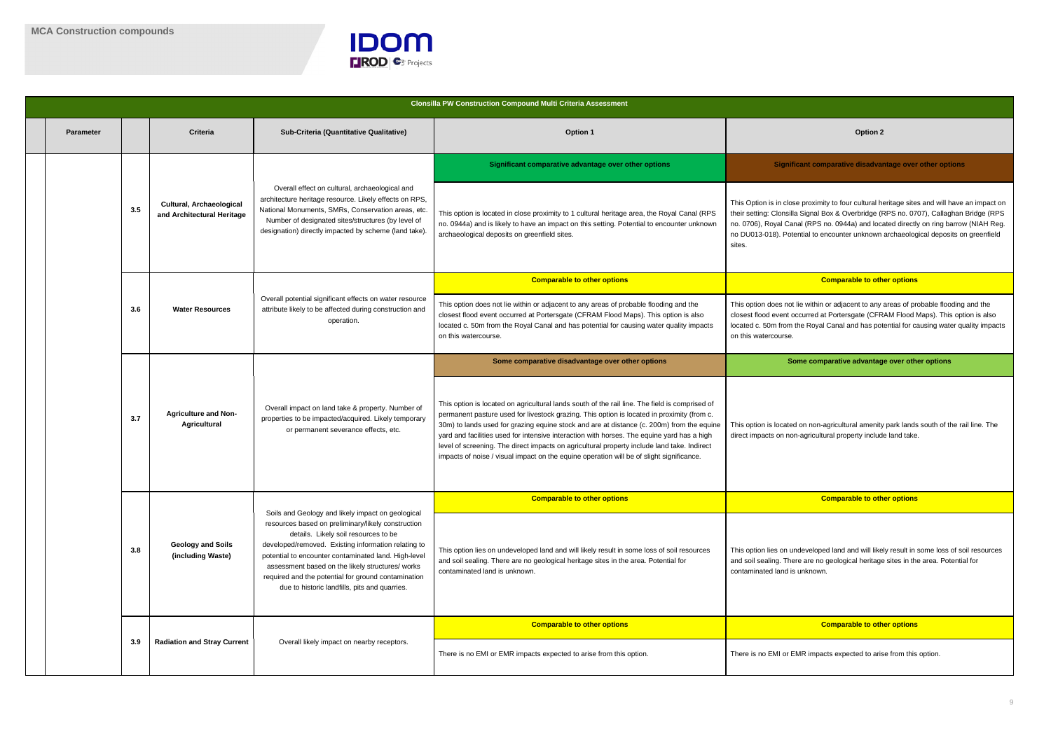## MCA Construction compounds

| Clonsilla PW Construction Compound Multi Criteria Assessment | | | | | |
|---|---|---|---|---|---|
| Parameter | | Criteria | Sub-Criteria (Quantitative Qualitative) | Option 1 | Option 2 |
| | 3.5 | Cultural, Archaeological and Architectural Heritage | Overall effect on cultural, archaeological and architecture heritage resource. Likely effects on RPS, National Monuments, SMRs, Conservation areas, etc. Number of designated sites/structures (by level of designation) directly impacted by scheme (land take). | **Significant comparative advantage over other options**<br><br>This option is located in close proximity to 1 cultural heritage area, the Royal Canal (RPS no. 0944a) and is likely to have an impact on this setting. Potential to encounter unknown archaeological deposits on greenfield sites. | **Significant comparative disadvantage over other options**<br><br>This Option is in close proximity to four cultural heritage sites and will have an impact on their setting: Clonsilla Signal Box & Overbridge (RPS no. 0707), Callaghan Bridge (RPS no. 0706), Royal Canal (RPS no. 0944a) and located directly on ring barrow (NIAH Reg. no DU013-018). Potential to encounter unknown archaeological deposits on greenfield sites. |
| | 3.6 | Water Resources | Overall potential significant effects on water resource attribute likely to be affected during construction and operation. | **Comparable to other options**<br><br>This option does not lie within or adjacent to any areas of probable flooding and the closest flood event occurred at Portersgate (CFRAM Flood Maps). This option is also located c. 50m from the Royal Canal and has potential for causing water quality impacts on this watercourse. | **Comparable to other options**<br><br>This option does not lie within or adjacent to any areas of probable flooding and the closest flood event occurred at Portersgate (CFRAM Flood Maps). This option is also located c. 50m from the Royal Canal and has potential for causing water quality impacts on this watercourse. |
| | 3.7 | Agriculture and Non-Agricultural | Overall impact on land take & property. Number of properties to be impacted/acquired. Likely temporary or permanent severance effects, etc. | **Some comparative disadvantage over other options**<br><br>This option is located on agricultural lands south of the rail line. The field is comprised of permanent pasture used for livestock grazing. This option is located in proximity (from c. 30m) to lands used for grazing equine stock and are at distance (c. 200m) from the equine yard and facilities used for intensive interaction with horses. The equine yard has a high level of screening. The direct impacts on agricultural property include land take. Indirect impacts of noise / visual impact on the equine operation will be of slight significance. | **Some comparative advantage over other options**<br><br>This option is located on non-agricultural amenity park lands south of the rail line. The direct impacts on non-agricultural property include land take. |
| | 3.8 | Geology and Soils (including Waste) | Soils and Geology and likely impact on geological resources based on preliminary/likely construction details. Likely soil resources to be developed/removed. Existing information relating to potential to encounter contaminated land. High-level assessment based on the likely structures/ works required and the potential for ground contamination due to historic landfills, pits and quarries. | **Comparable to other options**<br><br>This option lies on undeveloped land and will likely result in some loss of soil resources and soil sealing. There are no geological heritage sites in the area. Potential for contaminated land is unknown. | **Comparable to other options**<br><br>This option lies on undeveloped land and will likely result in some loss of soil resources and soil sealing. There are no geological heritage sites in the area. Potential for contaminated land is unknown. |
| | 3.9 | Radiation and Stray Current | Overall likely impact on nearby receptors. | **Comparable to other options**<br><br>There is no EMI or EMR impacts expected to arise from this option. | **Comparable to other options**<br><br>There is no EMI or EMR impacts expected to arise from this option. |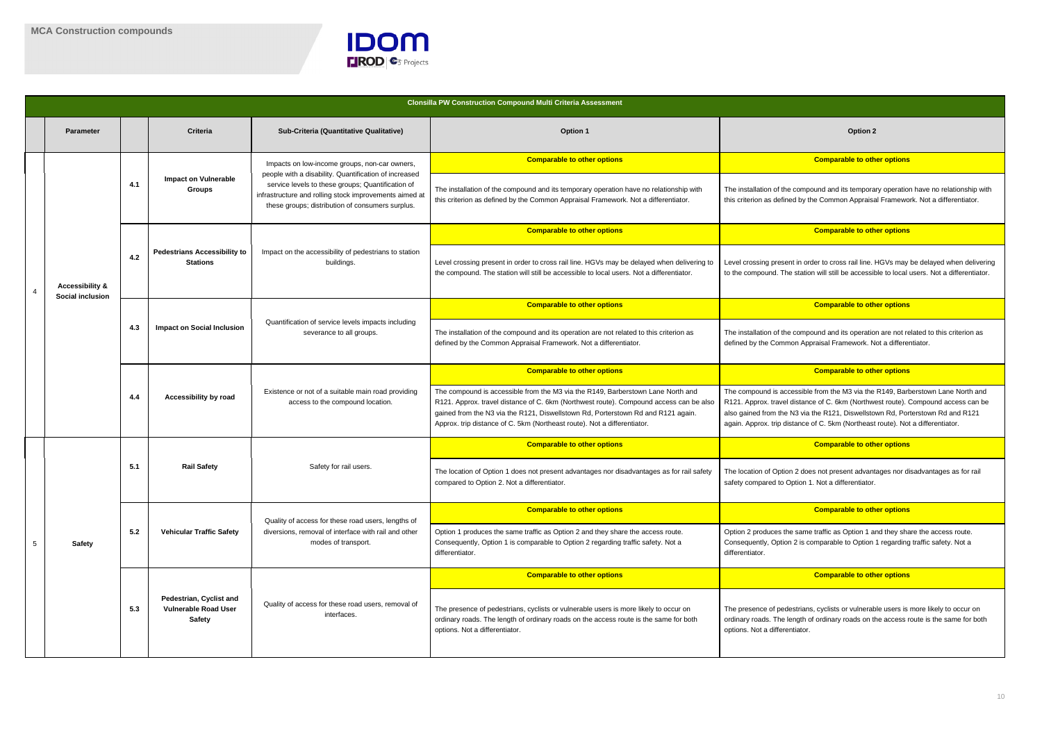# MCA Construction compounds

| Clonsilla PW Construction Compound Multi Criteria Assessment | | | | | | |
|---|---|---|---|---|---|---|
| | **Parameter** | | **Criteria** | **Sub-Criteria (Quantitative Qualitative)** | **Option 1** | **Option 2** |
| 4 | **Accessibility & Social inclusion** | 4.1 | **Impact on Vulnerable Groups** | Impacts on low-income groups, non-car owners, people with a disability. Quantification of increased service levels to these groups; Quantification of infrastructure and rolling stock improvements aimed at these groups; distribution of consumers surplus. | **Comparable to other options**<br>The installation of the compound and its temporary operation have no relationship with this criterion as defined by the Common Appraisal Framework. Not a differentiator. | **Comparable to other options**<br>The installation of the compound and its temporary operation have no relationship with this criterion as defined by the Common Appraisal Framework. Not a differentiator. |
| | | 4.2 | **Pedestrians Accessibility to Stations** | Impact on the accessibility of pedestrians to station buildings. | **Comparable to other options**<br>Level crossing present in order to cross rail line. HGVs may be delayed when delivering to the compound. The station will still be accessible to local users. Not a differentiator. | **Comparable to other options**<br>Level crossing present in order to cross rail line. HGVs may be delayed when delivering to the compound. The station will still be accessible to local users. Not a differentiator. |
| | | 4.3 | **Impact on Social Inclusion** | Quantification of service levels impacts including severance to all groups. | **Comparable to other options**<br>The installation of the compound and its operation are not related to this criterion as defined by the Common Appraisal Framework. Not a differentiator. | **Comparable to other options**<br>The installation of the compound and its operation are not related to this criterion as defined by the Common Appraisal Framework. Not a differentiator. |
| | | 4.4 | **Accessibility by road** | Existence or not of a suitable main road providing access to the compound location. | **Comparable to other options**<br>The compound is accessible from the M3 via the R149, Barberstown Lane North and R121. Approx. travel distance of C. 6km (Northwest route). Compound access can be also gained from the N3 via the R121, Diswellstown Rd, Porterstown Rd and R121 again. Approx. trip distance of C. 5km (Northeast route). Not a differentiator. | **Comparable to other options**<br>The compound is accessible from the M3 via the R149, Barberstown Lane North and R121. Approx. travel distance of C. 6km (Northwest route). Compound access can be also gained from the N3 via the R121, Diswellstown Rd, Porterstown Rd and R121 again. Approx. trip distance of C. 5km (Northeast route). Not a differentiator. |
| 5 | **Safety** | 5.1 | **Rail Safety** | Safety for rail users. | **Comparable to other options**<br>The location of Option 1 does not present advantages nor disadvantages as for rail safety compared to Option 2. Not a differentiator. | **Comparable to other options**<br>The location of Option 2 does not present advantages nor disadvantages as for rail safety compared to Option 1. Not a differentiator. |
| | | 5.2 | **Vehicular Traffic Safety** | Quality of access for these road users, lengths of diversions, removal of interface with rail and other modes of transport. | **Comparable to other options**<br>Option 1 produces the same traffic as Option 2 and they share the access route. Consequently, Option 1 is comparable to Option 2 regarding traffic safety. Not a differentiator. | **Comparable to other options**<br>Option 2 produces the same traffic as Option 1 and they share the access route. Consequently, Option 2 is comparable to Option 1 regarding traffic safety. Not a differentiator. |
| | | 5.3 | **Pedestrian, Cyclist and Vulnerable Road User Safety** | Quality of access for these road users, removal of interfaces. | **Comparable to other options**<br>The presence of pedestrians, cyclists or vulnerable users is more likely to occur on ordinary roads. The length of ordinary roads on the access route is the same for both options. Not a differentiator. | **Comparable to other options**<br>The presence of pedestrians, cyclists or vulnerable users is more likely to occur on ordinary roads. The length of ordinary roads on the access route is the same for both options. Not a differentiator. |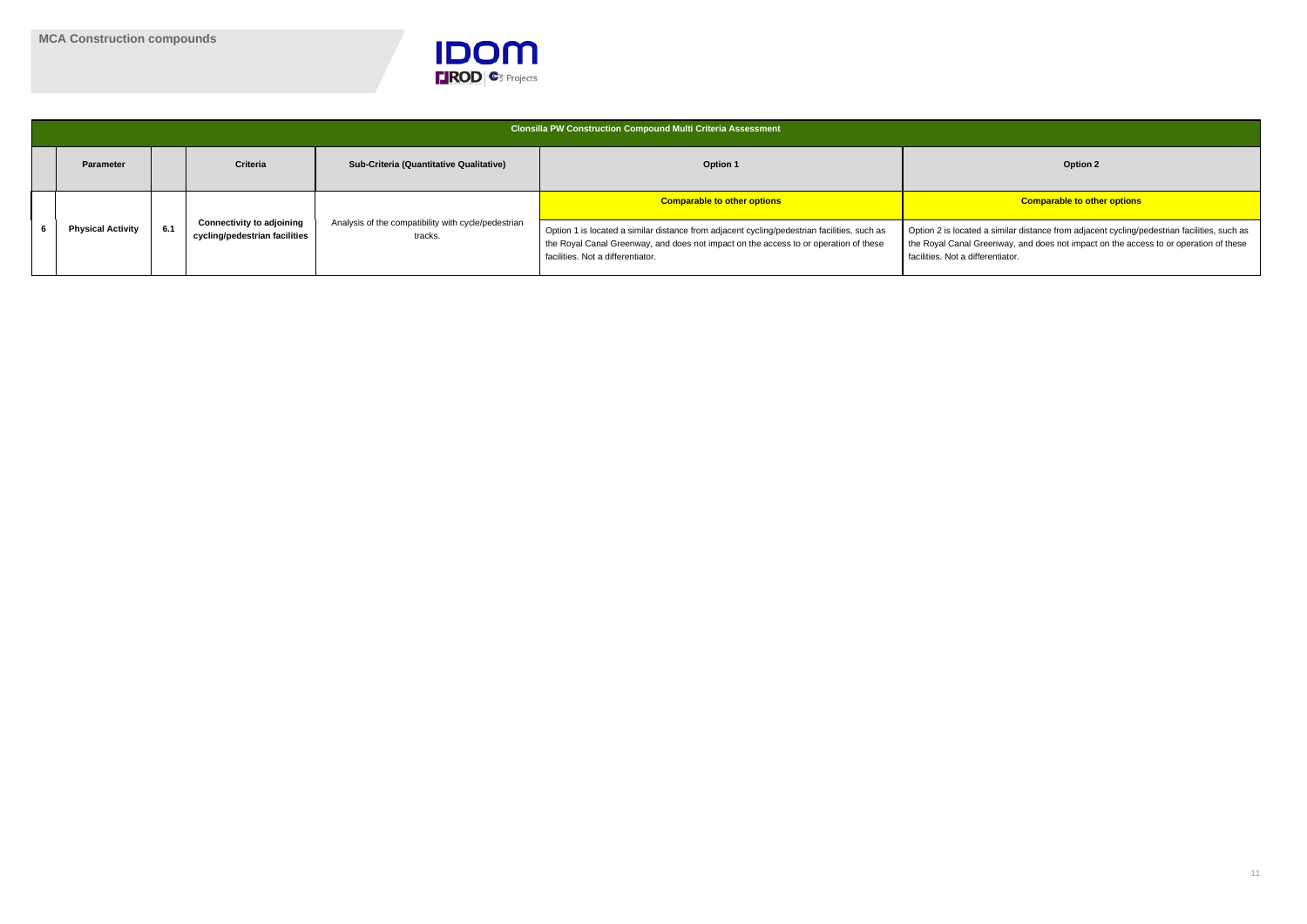**MCA Construction compounds**

| Clonsilla PW Construction Compound Multi Criteria Assessment | | | | | | |
|---|---|---|---|---|---|---|
| | Parameter | | Criteria | Sub-Criteria (Quantitative Qualitative) | Option 1 | Option 2 |
| 6 | Physical Activity | 6.1 | Connectivity to adjoining cycling/pedestrian facilities | Analysis of the compatibility with cycle/pedestrian tracks. | **Comparable to other options** Option 1 is located a similar distance from adjacent cycling/pedestrian facilities, such as the Royal Canal Greenway, and does not impact on the access to or operation of these facilities. Not a differentiator. | **Comparable to other options** Option 2 is located a similar distance from adjacent cycling/pedestrian facilities, such as the Royal Canal Greenway, and does not impact on the access to or operation of these facilities. Not a differentiator. |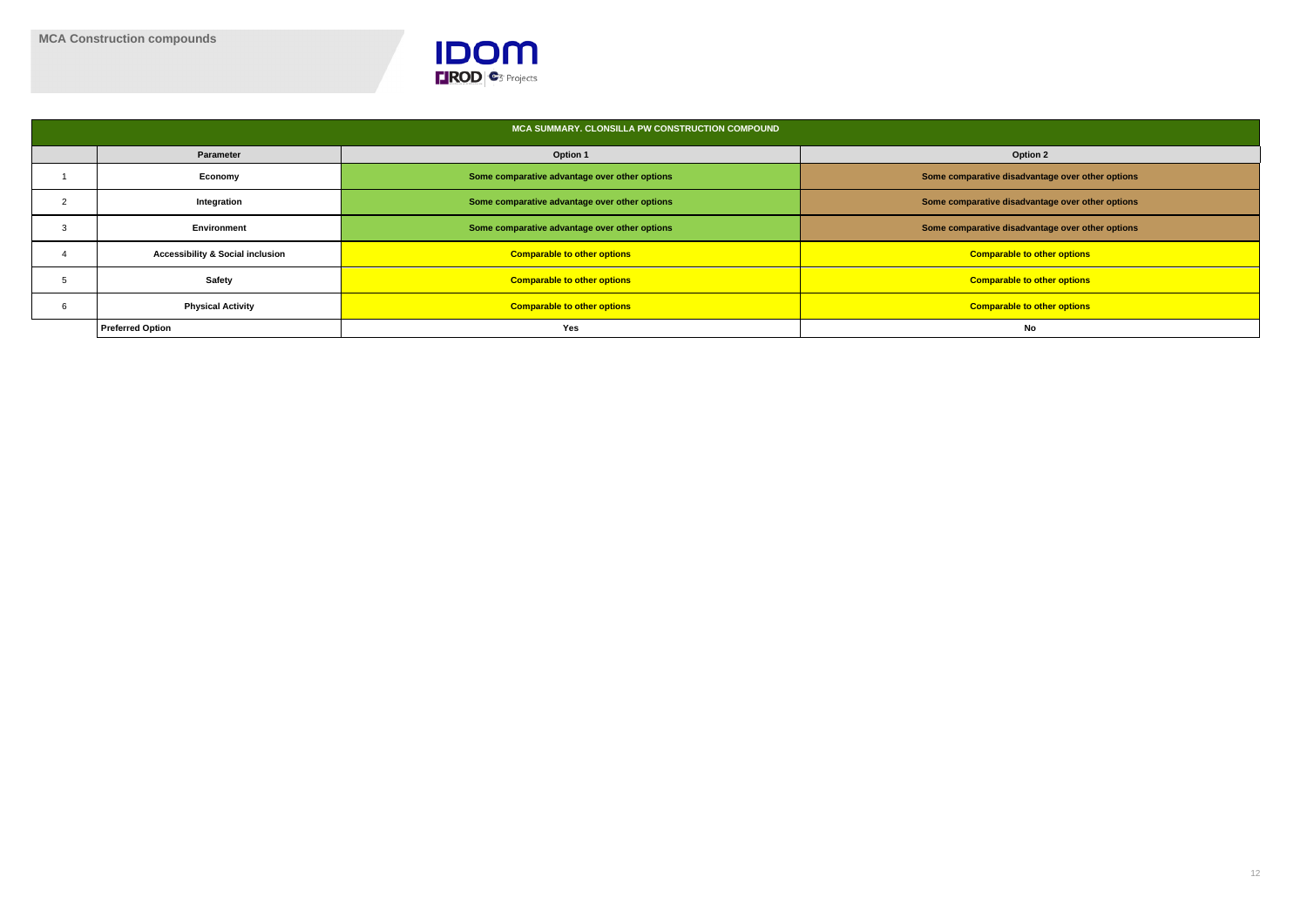**MCA Construction compounds**

| MCA SUMMARY. CLONSILLA PW CONSTRUCTION COMPOUND | | | |
|---|---|---|---|
| | **Parameter** | **Option 1** | **Option 2** |
| 1 | **Economy** | **Some comparative advantage over other options** | **Some comparative disadvantage over other options** |
| 2 | **Integration** | **Some comparative advantage over other options** | **Some comparative disadvantage over other options** |
| 3 | **Environment** | **Some comparative advantage over other options** | **Some comparative disadvantage over other options** |
| 4 | **Accessibility & Social inclusion** | **Comparable to other options** | **Comparable to other options** |
| 5 | **Safety** | **Comparable to other options** | **Comparable to other options** |
| 6 | **Physical Activity** | **Comparable to other options** | **Comparable to other options** |
| | **Preferred Option** | **Yes** | **No** |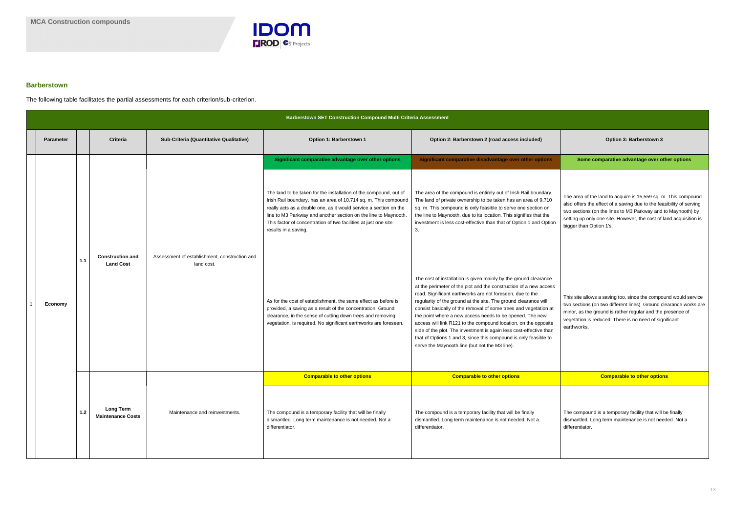## Barberstown

The following table facilitates the partial assessments for each criterion/sub-criterion.

| Barberstown SET Construction Compound Multi Criteria Assessment | | | | | | | |
|---|---|---|---|---|---|---|---|
| | **Parameter** | | **Criteria** | **Sub-Criteria (Quantitative Qualitative)** | **Option 1: Barberstown 1** | **Option 2: Barberstown 2 (road access included)** | **Option 3: Barberstown 3** |
| 1 | Economy | 1.1 | Construction and Land Cost | Assessment of establishment, construction and land cost. | **Significant comparative advantage over other options** | **Significant comparative disadvantage over other options** | **Some comparative advantage over other options** |
| | | | | | The land to be taken for the installation of the compound, out of Irish Rail boundary, has an area of 10,714 sq. m. This compound really acts as a double one, as it would service a section on the line to M3 Parkway and another section on the line to Maynooth. This factor of concentration of two facilities at just one site results in a saving.<br><br>As for the cost of establishment, the same effect as before is provided, a saving as a result of the concentration. Ground clearance, in the sense of cutting down trees and removing vegetation, is required. No significant earthworks are foreseen. | The area of the compound is entirely out of Irish Rail boundary. The land of private ownership to be taken has an area of 9,710 sq. m. This compound is only feasible to serve one section on the line to Maynooth, due to its location. This signifies that the investment is less cost-effective than that of Option 1 and Option 3.<br><br>The cost of installation is given mainly by the ground clearance at the perimeter of the plot and the construction of a new access road. Significant earthworks are not foreseen, due to the regularity of the ground at the site. The ground clearance will consist basically of the removal of some trees and vegetation at the point where a new access needs to be opened. The new access will link R121 to the compound location, on the opposite side of the plot. The investment is again less cost-effective than that of Options 1 and 3, since this compound is only feasible to serve the Maynooth line (but not the M3 line). | The area of the land to acquire is 15,559 sq. m. This compound also offers the effect of a saving due to the feasibility of serving two sections (on the lines to M3 Parkway and to Maynooth) by setting up only one site. However, the cost of land acquisition is bigger than Option 1's.<br><br>This site allows a saving too, since the compound would service two sections (on two different lines). Ground clearance works are minor, as the ground is rather regular and the presence of vegetation is reduced. There is no need of significant earthworks. |
| | | 1.2 | Long Term Maintenance Costs | Maintenance and reinvestments. | **Comparable to other options** | **Comparable to other options** | **Comparable to other options** |
| | | | | | The compound is a temporary facility that will be finally dismantled. Long term maintenance is not needed. Not a differentiator. | The compound is a temporary facility that will be finally dismantled. Long term maintenance is not needed. Not a differentiator. | The compound is a temporary facility that will be finally dismantled. Long term maintenance is not needed. Not a differentiator. |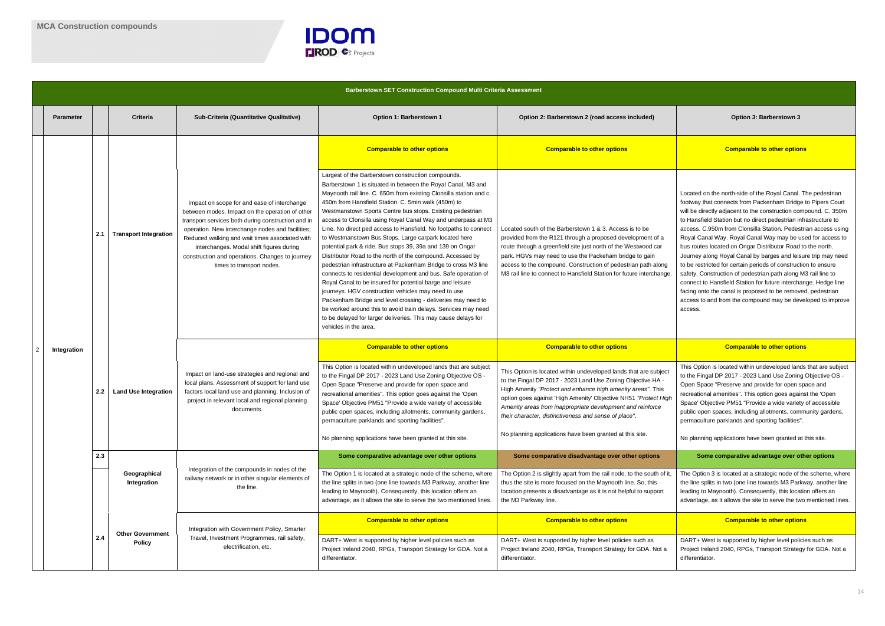## MCA Construction compounds

| | Parameter | | Criteria | Sub-Criteria (Quantitative Qualitative) | Option 1: Barberstown 1 | Option 2: Barberstown 2 (road access included) | Option 3: Barberstown 3 |
|---|---|---|---|---|---|---|---|
| **Barberstown SET Construction Compound Multi Criteria Assessment** | | | | | | | |
| 2 | Integration | 2.1 | Transport Integration | Impact on scope for and ease of interchange between modes. Impact on the operation of other transport services both during construction and in operation. New interchange nodes and facilities; Reduced walking and wait times associated with interchanges. Modal shift figures during construction and operations. Changes to journey times to transport nodes. | **Comparable to other options**<br><br>Largest of the Barberstown construction compounds. Barberstown 1 is situated in between the Royal Canal, M3 and Maynooth rail line. C. 650m from existing Clonsilla station and c. 450m from Hansfield Station. C. 5min walk (450m) to Westmanstown Sports Centre bus stops. Existing pedestrian access to Clonsilla using Royal Canal Way and underpass at M3 Line. No direct ped access to Hansfield. No footpaths to connect to Westmanstown Bus Stops. Large carpark located here potential park & ride. Bus stops 39, 39a and 139 on Ongar Distributor Road to the north of the compound. Accessed by pedestrian infrastructure at Packenham Bridge to cross M3 line connects to residential development and bus. Safe operation of Royal Canal to be insured for potential barge and leisure journeys. HGV construction vehicles may need to use Packenham Bridge and level crossing - deliveries may need to be worked around this to avoid train delays. Services may need to be delayed for larger deliveries. This may cause delays for vehicles in the area. | **Comparable to other options**<br><br>Located south of the Barberstown 1 & 3. Access is to be provided from the R121 through a proposed development of a route through a greenfield site just north of the Westwood car park. HGVs may need to use the Packeham bridge to gain access to the compound. Construction of pedestrian path along M3 rail line to connect to Hansfield Station for future interchange. | **Comparable to other options**<br><br>Located on the north-side of the Royal Canal. The pedestrian footway that connects from Packenham Bridge to Pipers Court will be directly adjacent to the construction compound. C. 350m to Hansfield Station but no direct pedestrian infrastructure to access. C.950m from Clonsilla Station. Pedestrian access using Royal Canal Way. Royal Canal Way may be used for access to bus routes located on Ongar Distributor Road to the north. Journey along Royal Canal by barges and leisure trip may need to be restricted for certain periods of construction to ensure safety. Construction of pedestrian path along M3 rail line to connect to Hansfield Station for future interchange. Hedge line facing onto the canal is proposed to be removed, pedestrian access to and from the compound may be developed to improve access. |
| | | 2.2 | Land Use Integration | Impact on land-use strategies and regional and local plans. Assessment of support for land use factors local land use and planning. Inclusion of project in relevant local and regional planning documents. | **Comparable to other options**<br><br>This Option is located within undeveloped lands that are subject to the Fingal DP 2017 - 2023 Land Use Zoning Objective OS - Open Space "Preserve and provide for open space and recreational amenities". This option goes against the 'Open Space' Objective PM51 "Provide a wide variety of accessible public open spaces, including allotments, community gardens, permaculture parklands and sporting facilities".<br><br>No planning applications have been granted at this site. | **Comparable to other options**<br><br>This Option is located within undeveloped lands that are subject to the Fingal DP 2017 - 2023 Land Use Zoning Objective HA - High Amenity *"Protect and enhance high amenity areas"*. This option goes against 'High Amenity' Objective NH51 *"Protect High Amenity areas from inappropriate development and reinforce their character, distinctiveness and sense of place"*.<br><br>No planning applications have been granted at this site. | **Comparable to other options**<br><br>This Option is located within undeveloped lands that are subject to the Fingal DP 2017 - 2023 Land Use Zoning Objective OS - Open Space "Preserve and provide for open space and recreational amenities". This option goes against the 'Open Space' Objective PM51 "Provide a wide variety of accessible public open spaces, including allotments, community gardens, permaculture parklands and sporting facilities".<br><br>No planning applications have been granted at this site. |
| | | 2.3 | Geographical Integration | Integration of the compounds in nodes of the railway network or in other singular elements of the line. | **Some comparative advantage over other options**<br><br>The Option 1 is located at a strategic node of the scheme, where the line splits in two (one line towards M3 Parkway, another line leading to Maynooth). Consequently, this location offers an advantage, as it allows the site to serve the two mentioned lines. | **Some comparative disadvantage over other options**<br><br>The Option 2 is slightly apart from the rail node, to the south of it, thus the site is more focused on the Maynooth line. So, this location presents a disadvantage as it is not helpful to support the M3 Parkway line. | **Some comparative advantage over other options**<br><br>The Option 3 is located at a strategic node of the scheme, where the line splits in two (one line towards M3 Parkway, another line leading to Maynooth). Consequently, this location offers an advantage, as it allows the site to serve the two mentioned lines. |
| | | 2.4 | Other Government Policy | Integration with Government Policy, Smarter Travel, Investment Programmes, rail safety, electrification, etc. | **Comparable to other options**<br><br>DART+ West is supported by higher level policies such as Project Ireland 2040, RPGs, Transport Strategy for GDA. Not a differentiator. | **Comparable to other options**<br><br>DART+ West is supported by higher level policies such as Project Ireland 2040, RPGs, Transport Strategy for GDA. Not a differentiator. | **Comparable to other options**<br><br>DART+ West is supported by higher level policies such as Project Ireland 2040, RPGs, Transport Strategy for GDA. Not a differentiator. |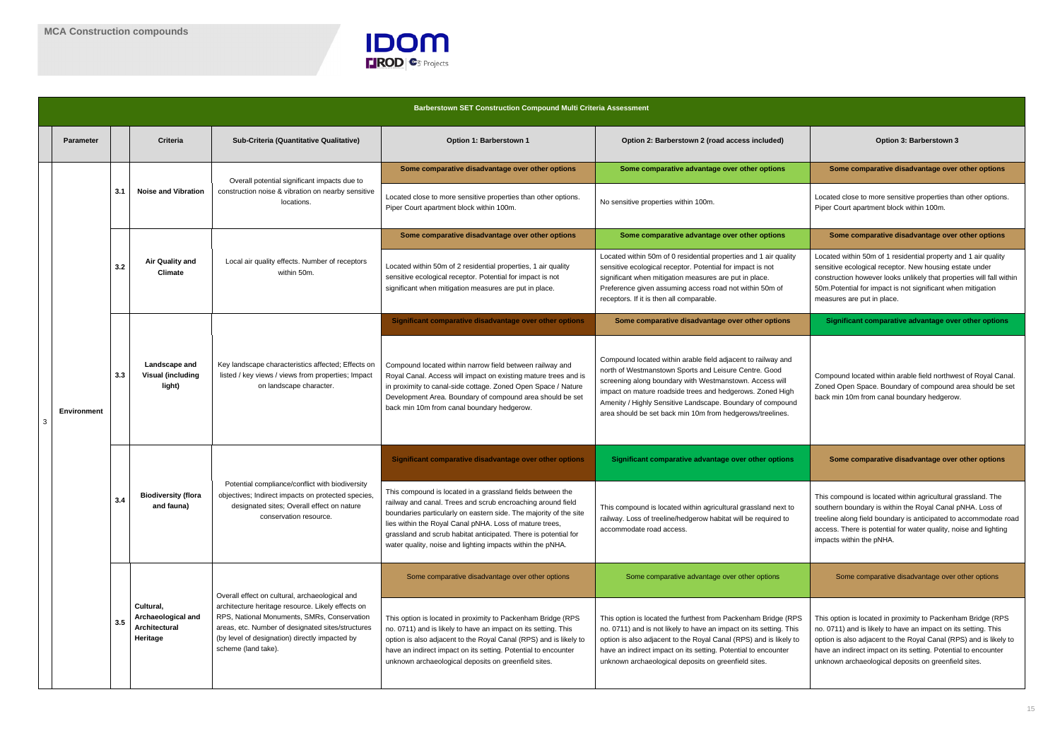## MCA Construction compounds

| | Parameter | | Criteria | Sub-Criteria (Quantitative Qualitative) | Option 1: Barberstown 1 | Option 2: Barberstown 2 (road access included) | Option 3: Barberstown 3 |
|---|---|---|---|---|---|---|---|
| **Barberstown SET Construction Compound Multi Criteria Assessment** | | | | | | | |
| 3 | Environment | 3.1 | **Noise and Vibration** | Overall potential significant impacts due to construction noise & vibration on nearby sensitive locations. | **Some comparative disadvantage over other options**<br><br>Located close to more sensitive properties than other options. Piper Court apartment block within 100m. | **Some comparative advantage over other options**<br><br>No sensitive properties within 100m. | **Some comparative disadvantage over other options**<br><br>Located close to more sensitive properties than other options. Piper Court apartment block within 100m. |
| | | 3.2 | **Air Quality and Climate** | Local air quality effects. Number of receptors within 50m. | **Some comparative disadvantage over other options**<br><br>Located within 50m of 2 residential properties, 1 air quality sensitive ecological receptor. Potential for impact is not significant when mitigation measures are put in place. | **Some comparative advantage over other options**<br><br>Located within 50m of 0 residential properties and 1 air quality sensitive ecological receptor. Potential for impact is not significant when mitigation measures are put in place. Preference given assuming access road not within 50m of receptors. If it is then all comparable. | **Some comparative disadvantage over other options**<br><br>Located within 50m of 1 residential property and 1 air quality sensitive ecological receptor. New housing estate under construction however looks unlikely that properties will fall within 50m.Potential for impact is not significant when mitigation measures are put in place. |
| | | 3.3 | **Landscape and Visual (including light)** | Key landscape characteristics affected; Effects on listed / key views / views from properties; Impact on landscape character. | **Significant comparative disadvantage over other options**<br><br>Compound located within narrow field between railway and Royal Canal. Access will impact on existing mature trees and is in proximity to canal-side cottage. Zoned Open Space / Nature Development Area. Boundary of compound area should be set back min 10m from canal boundary hedgerow. | **Some comparative disadvantage over other options**<br><br>Compound located within arable field adjacent to railway and north of Westmanstown Sports and Leisure Centre. Good screening along boundary with Westmanstown. Access will impact on mature roadside trees and hedgerows. Zoned High Amenity / Highly Sensitive Landscape. Boundary of compound area should be set back min 10m from hedgerows/treelines. | **Significant comparative advantage over other options**<br><br>Compound located within arable field northwest of Royal Canal. Zoned Open Space. Boundary of compound area should be set back min 10m from canal boundary hedgerow. |
| | | 3.4 | **Biodiversity (flora and fauna)** | Potential compliance/conflict with biodiversity objectives; Indirect impacts on protected species, designated sites; Overall effect on nature conservation resource. | **Significant comparative disadvantage over other options**<br><br>This compound is located in a grassland fields between the railway and canal. Trees and scrub encroaching around field boundaries particularly on eastern side. The majority of the site lies within the Royal Canal pNHA. Loss of mature trees, grassland and scrub habitat anticipated. There is potential for water quality, noise and lighting impacts within the pNHA. | **Significant comparative advantage over other options**<br><br>This compound is located within agricultural grassland next to railway. Loss of treeline/hedgerow habitat will be required to accommodate road access. | **Some comparative disadvantage over other options**<br><br>This compound is located within agricultural grassland. The southern boundary is within the Royal Canal pNHA. Loss of treeline along field boundary is anticipated to accommodate road access. There is potential for water quality, noise and lighting impacts within the pNHA. |
| | | 3.5 | **Cultural, Archaeological and Architectural Heritage** | Overall effect on cultural, archaeological and architecture heritage resource. Likely effects on RPS, National Monuments, SMRs, Conservation areas, etc. Number of designated sites/structures (by level of designation) directly impacted by scheme (land take). | Some comparative disadvantage over other options<br><br>This option is located in proximity to Packenham Bridge (RPS no. 0711) and is likely to have an impact on its setting. This option is also adjacent to the Royal Canal (RPS) and is likely to have an indirect impact on its setting. Potential to encounter unknown archaeological deposits on greenfield sites. | Some comparative advantage over other options<br><br>This option is located the furthest from Packenham Bridge (RPS no. 0711) and is not likely to have an impact on its setting. This option is also adjacent to the Royal Canal (RPS) and is likely to have an indirect impact on its setting. Potential to encounter unknown archaeological deposits on greenfield sites. | Some comparative disadvantage over other options<br><br>This option is located in proximity to Packenham Bridge (RPS no. 0711) and is likely to have an impact on its setting. This option is also adjacent to the Royal Canal (RPS) and is likely to have an indirect impact on its setting. Potential to encounter unknown archaeological deposits on greenfield sites. |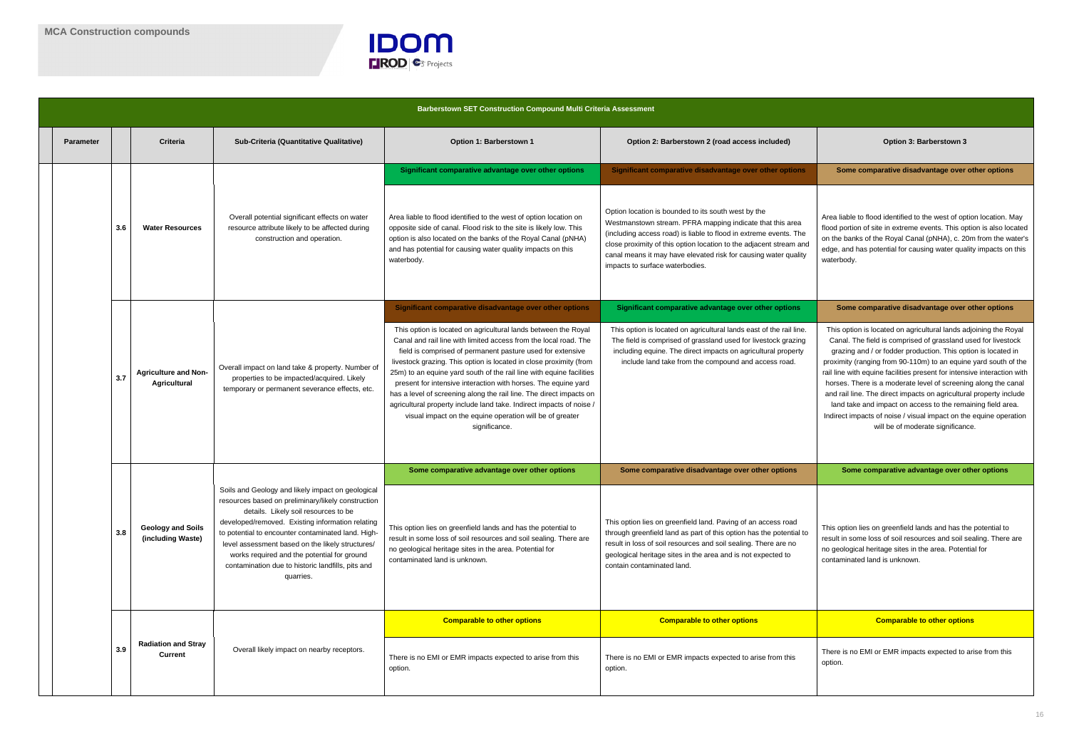# MCA Construction compounds

| Parameter | | Criteria | Sub-Criteria (Quantitative Qualitative) | Option 1: Barberstown 1 | Option 2: Barberstown 2 (road access included) | Option 3: Barberstown 3 |
|---|---|---|---|---|---|---|
| **Barberstown SET Construction Compound Multi Criteria Assessment** | | | | | | |
| | 3.6 | **Water Resources** | Overall potential significant effects on water resource attribute likely to be affected during construction and operation. | **Significant comparative advantage over other options** Area liable to flood identified to the west of option location on opposite side of canal. Flood risk to the site is likely low. This option is also located on the banks of the Royal Canal (pNHA) and has potential for causing water quality impacts on this waterbody. | **Significant comparative disadvantage over other options** Option location is bounded to its south west by the Westmanstown stream. PFRA mapping indicate that this area (including access road) is liable to flood in extreme events. The close proximity of this option location to the adjacent stream and canal means it may have elevated risk for causing water quality impacts to surface waterbodies. | **Some comparative disadvantage over other options** Area liable to flood identified to the west of option location. May flood portion of site in extreme events. This option is also located on the banks of the Royal Canal (pNHA), c. 20m from the water's edge, and has potential for causing water quality impacts on this waterbody. |
| | 3.7 | **Agriculture and Non-Agricultural** | Overall impact on land take & property. Number of properties to be impacted/acquired. Likely temporary or permanent severance effects, etc. | **Significant comparative disadvantage over other options** This option is located on agricultural lands between the Royal Canal and rail line with limited access from the local road. The field is comprised of permanent pasture used for extensive livestock grazing. This option is located in close proximity (from 25m) to an equine yard south of the rail line with equine facilities present for intensive interaction with horses. The equine yard has a level of screening along the rail line. The direct impacts on agricultural property include land take. Indirect impacts of noise / visual impact on the equine operation will be of greater significance. | **Significant comparative advantage over other options** This option is located on agricultural lands east of the rail line. The field is comprised of grassland used for livestock grazing including equine. The direct impacts on agricultural property include land take from the compound and access road. | **Some comparative disadvantage over other options** This option is located on agricultural lands adjoining the Royal Canal. The field is comprised of grassland used for livestock grazing and / or fodder production. This option is located in proximity (ranging from 90-110m) to an equine yard south of the rail line with equine facilities present for intensive interaction with horses. There is a moderate level of screening along the canal and rail line. The direct impacts on agricultural property include land take and impact on access to the remaining field area. Indirect impacts of noise / visual impact on the equine operation will be of moderate significance. |
| | 3.8 | **Geology and Soils (including Waste)** | Soils and Geology and likely impact on geological resources based on preliminary/likely construction details. Likely soil resources to be developed/removed. Existing information relating to potential to encounter contaminated land. High-level assessment based on the likely structures/ works required and the potential for ground contamination due to historic landfills, pits and quarries. | **Some comparative advantage over other options** This option lies on greenfield lands and has the potential to result in some loss of soil resources and soil sealing. There are no geological heritage sites in the area. Potential for contaminated land is unknown. | **Some comparative disadvantage over other options** This option lies on greenfield land. Paving of an access road through greenfield land as part of this option has the potential to result in loss of soil resources and soil sealing. There are no geological heritage sites in the area and is not expected to contain contaminated land. | **Some comparative advantage over other options** This option lies on greenfield lands and has the potential to result in some loss of soil resources and soil sealing. There are no geological heritage sites in the area. Potential for contaminated land is unknown. |
| | 3.9 | **Radiation and Stray Current** | Overall likely impact on nearby receptors. | **Comparable to other options** There is no EMI or EMR impacts expected to arise from this option. | **Comparable to other options** There is no EMI or EMR impacts expected to arise from this option. | **Comparable to other options** There is no EMI or EMR impacts expected to arise from this option. |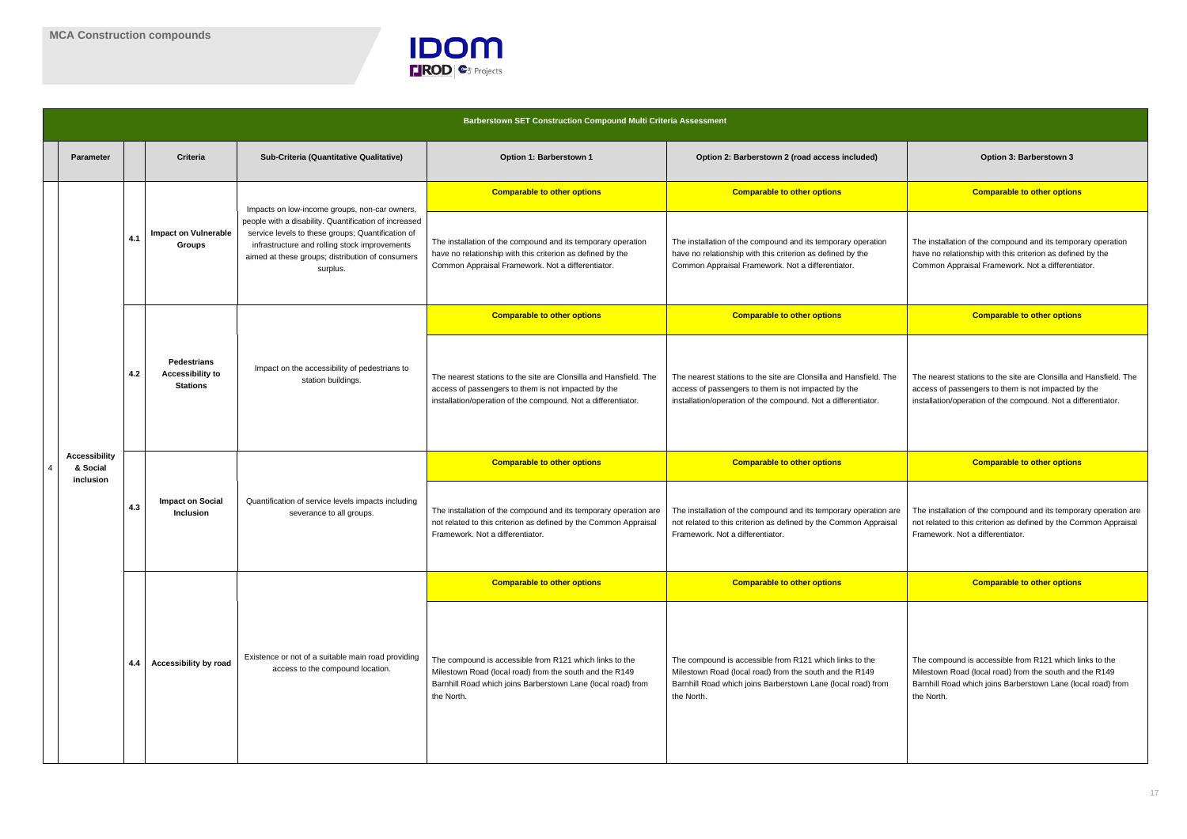## MCA Construction compounds

| | Parameter | | Criteria | Sub-Criteria (Quantitative Qualitative) | Option 1: Barberstown 1 | Option 2: Barberstown 2 (road access included) | Option 3: Barberstown 3 |
|---|---|---|---|---|---|---|---|
| **Barberstown SET Construction Compound Multi Criteria Assessment** | | | | | | | |
| 4 | Accessibility & Social inclusion | 4.1 | Impact on Vulnerable Groups | Impacts on low-income groups, non-car owners, people with a disability. Quantification of increased service levels to these groups; Quantification of infrastructure and rolling stock improvements aimed at these groups; distribution of consumers surplus. | **Comparable to other options**<br>The installation of the compound and its temporary operation have no relationship with this criterion as defined by the Common Appraisal Framework. Not a differentiator. | **Comparable to other options**<br>The installation of the compound and its temporary operation have no relationship with this criterion as defined by the Common Appraisal Framework. Not a differentiator. | **Comparable to other options**<br>The installation of the compound and its temporary operation have no relationship with this criterion as defined by the Common Appraisal Framework. Not a differentiator. |
| | | 4.2 | Pedestrians Accessibility to Stations | Impact on the accessibility of pedestrians to station buildings. | **Comparable to other options**<br>The nearest stations to the site are Clonsilla and Hansfield. The access of passengers to them is not impacted by the installation/operation of the compound. Not a differentiator. | **Comparable to other options**<br>The nearest stations to the site are Clonsilla and Hansfield. The access of passengers to them is not impacted by the installation/operation of the compound. Not a differentiator. | **Comparable to other options**<br>The nearest stations to the site are Clonsilla and Hansfield. The access of passengers to them is not impacted by the installation/operation of the compound. Not a differentiator. |
| | | 4.3 | Impact on Social Inclusion | Quantification of service levels impacts including severance to all groups. | **Comparable to other options**<br>The installation of the compound and its temporary operation are not related to this criterion as defined by the Common Appraisal Framework. Not a differentiator. | **Comparable to other options**<br>The installation of the compound and its temporary operation are not related to this criterion as defined by the Common Appraisal Framework. Not a differentiator. | **Comparable to other options**<br>The installation of the compound and its temporary operation are not related to this criterion as defined by the Common Appraisal Framework. Not a differentiator. |
| | | 4.4 | Accessibility by road | Existence or not of a suitable main road providing access to the compound location. | **Comparable to other options**<br>The compound is accessible from R121 which links to the Milestown Road (local road) from the south and the R149 Barnhill Road which joins Barberstown Lane (local road) from the North. | **Comparable to other options**<br>The compound is accessible from R121 which links to the Milestown Road (local road) from the south and the R149 Barnhill Road which joins Barberstown Lane (local road) from the North. | **Comparable to other options**<br>The compound is accessible from R121 which links to the Milestown Road (local road) from the south and the R149 Barnhill Road which joins Barberstown Lane (local road) from the North. |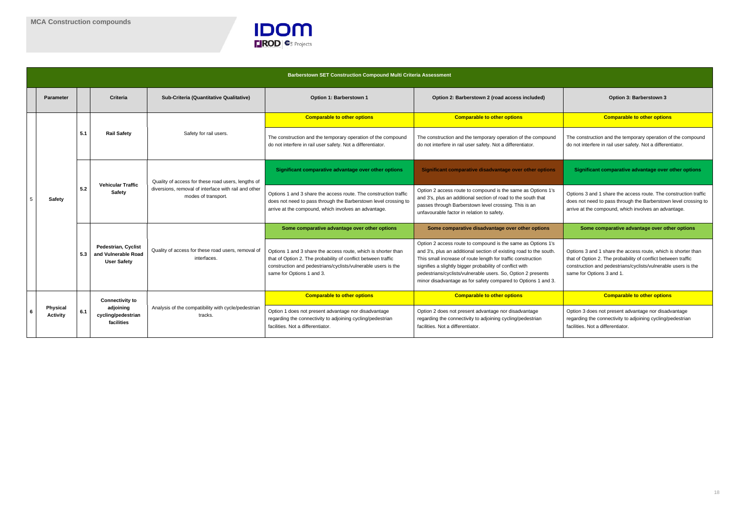## MCA Construction compounds

| | Barberstown SET Construction Compound Multi Criteria Assessment | | | | | | |
|---|---|---|---|---|---|---|---|
| | **Parameter** | | **Criteria** | **Sub-Criteria (Quantitative Qualitative)** | **Option 1: Barberstown 1** | **Option 2: Barberstown 2 (road access included)** | **Option 3: Barberstown 3** |
| 5 | **Safety** | **5.1** | **Rail Safety** | Safety for rail users. | **Comparable to other options**<br>The construction and the temporary operation of the compound do not interfere in rail user safety. Not a differentiator. | **Comparable to other options**<br>The construction and the temporary operation of the compound do not interfere in rail user safety. Not a differentiator. | **Comparable to other options**<br>The construction and the temporary operation of the compound do not interfere in rail user safety. Not a differentiator. |
| | | **5.2** | **Vehicular Traffic Safety** | Quality of access for these road users, lengths of diversions, removal of interface with rail and other modes of transport. | **Significant comparative advantage over other options**<br>Options 1 and 3 share the access route. The construction traffic does not need to pass through the Barberstown level crossing to arrive at the compound, which involves an advantage. | **Significant comparative disadvantage over other options**<br>Option 2 access route to compound is the same as Options 1's and 3's, plus an additional section of road to the south that passes through Barberstown level crossing. This is an unfavourable factor in relation to safety. | **Significant comparative advantage over other options**<br>Options 3 and 1 share the access route. The construction traffic does not need to pass through the Barberstown level crossing to arrive at the compound, which involves an advantage. |
| | | **5.3** | **Pedestrian, Cyclist and Vulnerable Road User Safety** | Quality of access for these road users, removal of interfaces. | **Some comparative advantage over other options**<br>Options 1 and 3 share the access route, which is shorter than that of Option 2. The probability of conflict between traffic construction and pedestrians/cyclists/vulnerable users is the same for Options 1 and 3. | **Some comparative disadvantage over other options**<br>Option 2 access route to compound is the same as Options 1's and 3's, plus an additional section of existing road to the south. This small increase of route length for traffic construction signifies a slightly bigger probability of conflict with pedestrians/cyclists/vulnerable users. So, Option 2 presents minor disadvantage as for safety compared to Options 1 and 3. | **Some comparative advantage over other options**<br>Options 3 and 1 share the access route, which is shorter than that of Option 2. The probability of conflict between traffic construction and pedestrians/cyclists/vulnerable users is the same for Options 3 and 1. |
| 6 | **Physical Activity** | **6.1** | **Connectivity to adjoining cycling/pedestrian facilities** | Analysis of the compatibility with cycle/pedestrian tracks. | **Comparable to other options**<br>Option 1 does not present advantage nor disadvantage regarding the connectivity to adjoining cycling/pedestrian facilities. Not a differentiator. | **Comparable to other options**<br>Option 2 does not present advantage nor disadvantage regarding the connectivity to adjoining cycling/pedestrian facilities. Not a differentiator. | **Comparable to other options**<br>Option 3 does not present advantage nor disadvantage regarding the connectivity to adjoining cycling/pedestrian facilities. Not a differentiator. |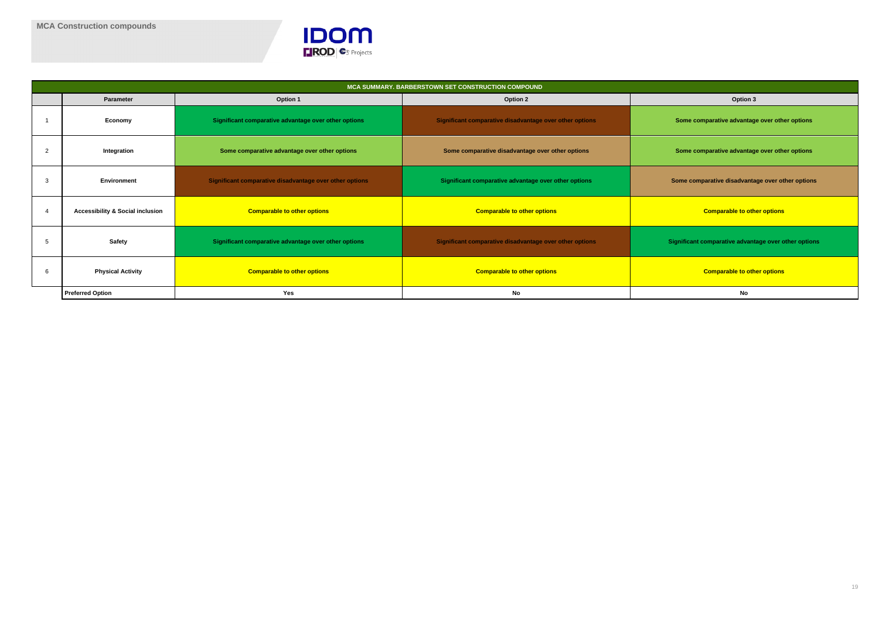## MCA Construction compounds

IDOM
ROD | Projects

| MCA SUMMARY. BARBERSTOWN SET CONSTRUCTION COMPOUND | | | | |
|---|---|---|---|---|
| | **Parameter** | **Option 1** | **Option 2** | **Option 3** |
| 1 | **Economy** | **Significant comparative advantage over other options** | **Significant comparative disadvantage over other options** | **Some comparative advantage over other options** |
| 2 | **Integration** | **Some comparative advantage over other options** | **Some comparative disadvantage over other options** | **Some comparative advantage over other options** |
| 3 | **Environment** | **Significant comparative disadvantage over other options** | **Significant comparative advantage over other options** | **Some comparative disadvantage over other options** |
| 4 | **Accessibility & Social inclusion** | **Comparable to other options** | **Comparable to other options** | **Comparable to other options** |
| 5 | **Safety** | **Significant comparative advantage over other options** | **Significant comparative disadvantage over other options** | **Significant comparative advantage over other options** |
| 6 | **Physical Activity** | **Comparable to other options** | **Comparable to other options** | **Comparable to other options** |
| | **Preferred Option** | **Yes** | **No** | **No** |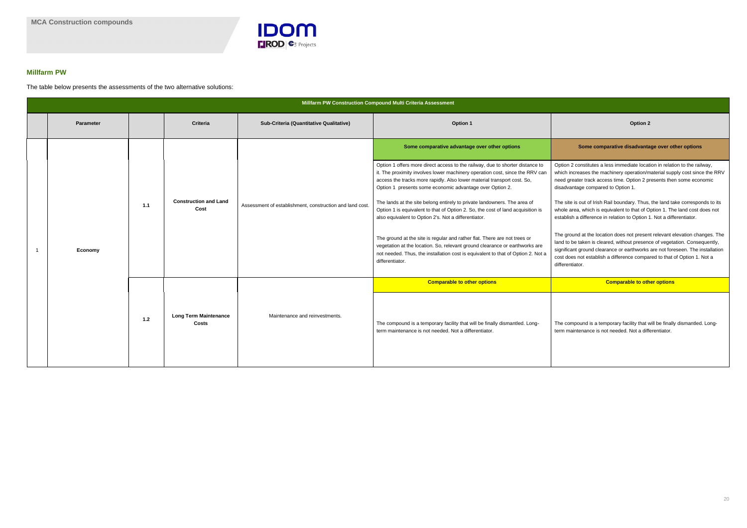## Millfarm PW

The table below presents the assessments of the two alternative solutions:

| Millfarm PW Construction Compound Multi Criteria Assessment | | | | | | |
|---|---|---|---|---|---|---|
| | **Parameter** | | **Criteria** | **Sub-Criteria (Quantitative Qualitative)** | **Option 1** | **Option 2** |
| 1 | Economy | 1.1 | **Construction and Land Cost** | Assessment of establishment, construction and land cost. | **Some comparative advantage over other options**<br><br>Option 1 offers more direct access to the railway, due to shorter distance to it. The proximity involves lower machinery operation cost, since the RRV can access the tracks more rapidly. Also lower material transport cost. So, Option 1 presents some economic advantage over Option 2.<br><br>The lands at the site belong entirely to private landowners. The area of Option 1 is equivalent to that of Option 2. So, the cost of land acquisition is also equivalent to Option 2's. Not a differentiator.<br><br>The ground at the site is regular and rather flat. There are not trees or vegetation at the location. So, relevant ground clearance or earthworks are not needed. Thus, the installation cost is equivalent to that of Option 2. Not a differentiator. | **Some comparative disadvantage over other options**<br><br>Option 2 constitutes a less immediate location in relation to the railway, which increases the machinery operation/material supply cost since the RRV need greater track access time. Option 2 presents then some economic disadvantage compared to Option 1.<br><br>The site is out of Irish Rail boundary. Thus, the land take corresponds to its whole area, which is equivalent to that of Option 1. The land cost does not establish a difference in relation to Option 1. Not a differentiator.<br><br>The ground at the location does not present relevant elevation changes. The land to be taken is cleared, without presence of vegetation. Consequently, significant ground clearance or earthworks are not foreseen. The installation cost does not establish a difference compared to that of Option 1. Not a differentiator. |
| | | 1.2 | **Long Term Maintenance Costs** | Maintenance and reinvestments. | **Comparable to other options**<br><br>The compound is a temporary facility that will be finally dismantled. Long-term maintenance is not needed. Not a differentiator. | **Comparable to other options**<br><br>The compound is a temporary facility that will be finally dismantled. Long-term maintenance is not needed. Not a differentiator. |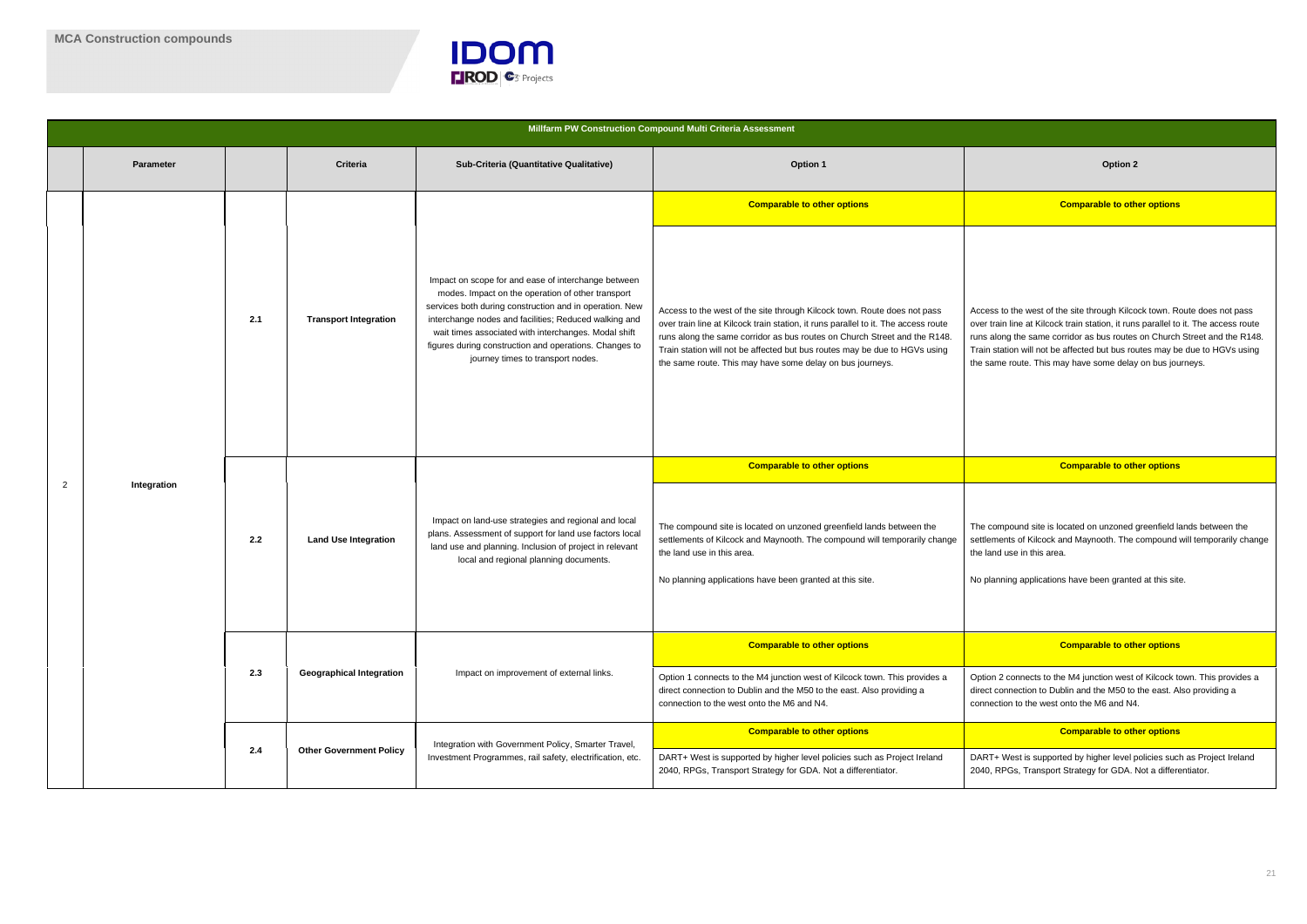MCA Construction compounds

| | Parameter | | Criteria | Sub-Criteria (Quantitative Qualitative) | Option 1 | Option 2 |
|---|---|---|---|---|---|---|
| **Millfarm PW Construction Compound Multi Criteria Assessment** | | | | | | |
| 2 | Integration | 2.1 | **Transport Integration** | Impact on scope for and ease of interchange between modes. Impact on the operation of other transport services both during construction and in operation. New interchange nodes and facilities; Reduced walking and wait times associated with interchanges. Modal shift figures during construction and operations. Changes to journey times to transport nodes. | **Comparable to other options**<br><br>Access to the west of the site through Kilcock town. Route does not pass over train line at Kilcock train station, it runs parallel to it. The access route runs along the same corridor as bus routes on Church Street and the R148. Train station will not be affected but bus routes may be due to HGVs using the same route. This may have some delay on bus journeys. | **Comparable to other options**<br><br>Access to the west of the site through Kilcock town. Route does not pass over train line at Kilcock train station, it runs parallel to it. The access route runs along the same corridor as bus routes on Church Street and the R148. Train station will not be affected but bus routes may be due to HGVs using the same route. This may have some delay on bus journeys. |
| | | 2.2 | **Land Use Integration** | Impact on land-use strategies and regional and local plans. Assessment of support for land use factors local land use and planning. Inclusion of project in relevant local and regional planning documents. | **Comparable to other options**<br><br>The compound site is located on unzoned greenfield lands between the settlements of Kilcock and Maynooth. The compound will temporarily change the land use in this area.<br><br>No planning applications have been granted at this site. | **Comparable to other options**<br><br>The compound site is located on unzoned greenfield lands between the settlements of Kilcock and Maynooth. The compound will temporarily change the land use in this area.<br><br>No planning applications have been granted at this site. |
| | | 2.3 | **Geographical Integration** | Impact on improvement of external links. | **Comparable to other options**<br><br>Option 1 connects to the M4 junction west of Kilcock town. This provides a direct connection to Dublin and the M50 to the east. Also providing a connection to the west onto the M6 and N4. | **Comparable to other options**<br><br>Option 2 connects to the M4 junction west of Kilcock town. This provides a direct connection to Dublin and the M50 to the east. Also providing a connection to the west onto the M6 and N4. |
| | | 2.4 | **Other Government Policy** | Integration with Government Policy, Smarter Travel, Investment Programmes, rail safety, electrification, etc. | **Comparable to other options**<br><br>DART+ West is supported by higher level policies such as Project Ireland 2040, RPGs, Transport Strategy for GDA. Not a differentiator. | **Comparable to other options**<br><br>DART+ West is supported by higher level policies such as Project Ireland 2040, RPGs, Transport Strategy for GDA. Not a differentiator. |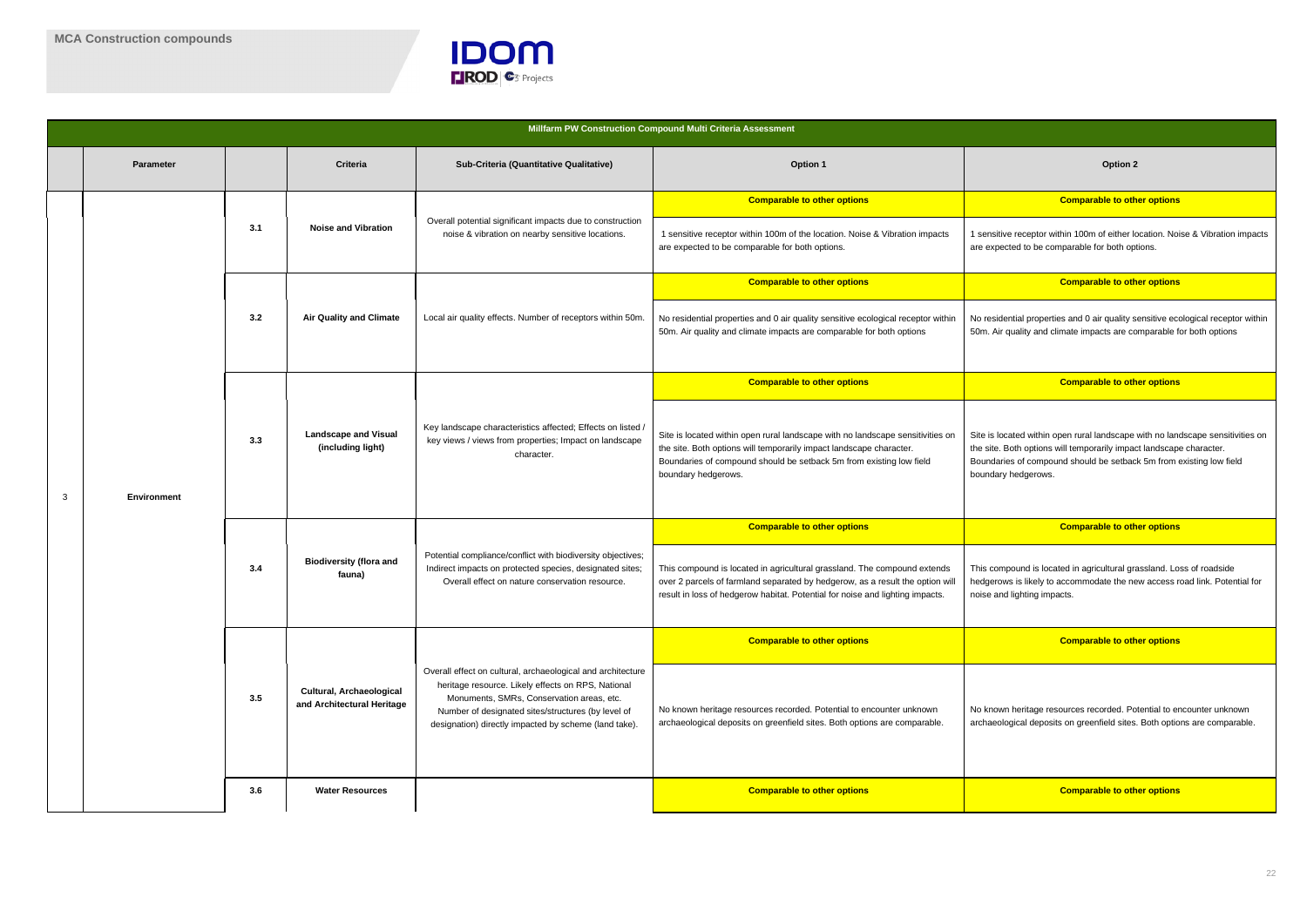**MCA Construction compounds**

| Millfarm PW Construction Compound Multi Criteria Assessment | | | | | | |
|---|---|---|---|---|---|---|
| | **Parameter** | | **Criteria** | **Sub-Criteria (Quantitative Qualitative)** | **Option 1** | **Option 2** |
| 3 | **Environment** | 3.1 | **Noise and Vibration** | Overall potential significant impacts due to construction noise & vibration on nearby sensitive locations. | **Comparable to other options**<br>1 sensitive receptor within 100m of the location. Noise & Vibration impacts are expected to be comparable for both options. | **Comparable to other options**<br>1 sensitive receptor within 100m of either location. Noise & Vibration impacts are expected to be comparable for both options. |
| | | 3.2 | **Air Quality and Climate** | Local air quality effects. Number of receptors within 50m. | **Comparable to other options**<br>No residential properties and 0 air quality sensitive ecological receptor within 50m. Air quality and climate impacts are comparable for both options | **Comparable to other options**<br>No residential properties and 0 air quality sensitive ecological receptor within 50m. Air quality and climate impacts are comparable for both options |
| | | 3.3 | **Landscape and Visual (including light)** | Key landscape characteristics affected; Effects on listed / key views / views from properties; Impact on landscape character. | **Comparable to other options**<br>Site is located within open rural landscape with no landscape sensitivities on the site. Both options will temporarily impact landscape character. Boundaries of compound should be setback 5m from existing low field boundary hedgerows. | **Comparable to other options**<br>Site is located within open rural landscape with no landscape sensitivities on the site. Both options will temporarily impact landscape character. Boundaries of compound should be setback 5m from existing low field boundary hedgerows. |
| | | 3.4 | **Biodiversity (flora and fauna)** | Potential compliance/conflict with biodiversity objectives; Indirect impacts on protected species, designated sites; Overall effect on nature conservation resource. | **Comparable to other options**<br>This compound is located in agricultural grassland. The compound extends over 2 parcels of farmland separated by hedgerow, as a result the option will result in loss of hedgerow habitat. Potential for noise and lighting impacts. | **Comparable to other options**<br>This compound is located in agricultural grassland. Loss of roadside hedgerows is likely to accommodate the new access road link. Potential for noise and lighting impacts. |
| | | 3.5 | **Cultural, Archaeological and Architectural Heritage** | Overall effect on cultural, archaeological and architecture heritage resource. Likely effects on RPS, National Monuments, SMRs, Conservation areas, etc. Number of designated sites/structures (by level of designation) directly impacted by scheme (land take). | **Comparable to other options**<br>No known heritage resources recorded. Potential to encounter unknown archaeological deposits on greenfield sites. Both options are comparable. | **Comparable to other options**<br>No known heritage resources recorded. Potential to encounter unknown archaeological deposits on greenfield sites. Both options are comparable. |
| | | 3.6 | **Water Resources** | | **Comparable to other options** | **Comparable to other options** |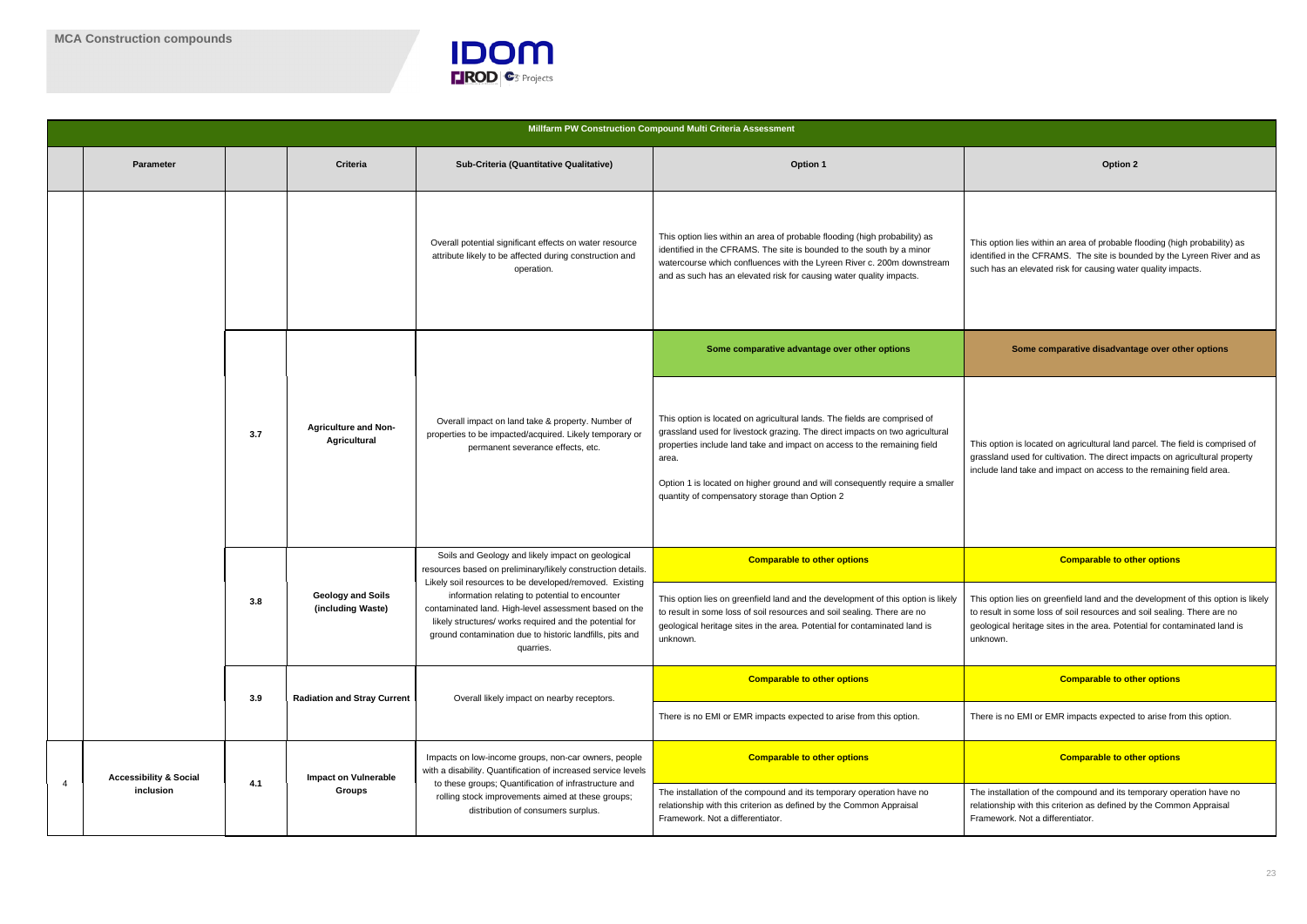## MCA Construction compounds

| | Parameter | | Criteria | Sub-Criteria (Quantitative Qualitative) | Option 1 | Option 2 |
|---|---|---|---|---|---|---|
| **Millfarm PW Construction Compound Multi Criteria Assessment** | | | | | | |
| | | | | Overall potential significant effects on water resource attribute likely to be affected during construction and operation. | This option lies within an area of probable flooding (high probability) as identified in the CFRAMS. The site is bounded to the south by a minor watercourse which confluences with the Lyreen River c. 200m downstream and as such has an elevated risk for causing water quality impacts. | This option lies within an area of probable flooding (high probability) as identified in the CFRAMS. The site is bounded by the Lyreen River and as such has an elevated risk for causing water quality impacts. |
| | | 3.7 | Agriculture and Non-Agricultural | Overall impact on land take & property. Number of properties to be impacted/acquired. Likely temporary or permanent severance effects, etc. | **Some comparative advantage over other options** | **Some comparative disadvantage over other options** |
| | | | | | This option is located on agricultural lands. The fields are comprised of grassland used for livestock grazing. The direct impacts on two agricultural properties include land take and impact on access to the remaining field area.<br><br>Option 1 is located on higher ground and will consequently require a smaller quantity of compensatory storage than Option 2 | This option is located on agricultural land parcel. The field is comprised of grassland used for cultivation. The direct impacts on agricultural property include land take and impact on access to the remaining field area. |
| | | 3.8 | Geology and Soils (including Waste) | Soils and Geology and likely impact on geological resources based on preliminary/likely construction details. Likely soil resources to be developed/removed. Existing information relating to potential to encounter contaminated land. High-level assessment based on the likely structures/ works required and the potential for ground contamination due to historic landfills, pits and quarries. | **Comparable to other options** | **Comparable to other options** |
| | | | | | This option lies on greenfield land and the development of this option is likely to result in some loss of soil resources and soil sealing. There are no geological heritage sites in the area. Potential for contaminated land is unknown. | This option lies on greenfield land and the development of this option is likely to result in some loss of soil resources and soil sealing. There are no geological heritage sites in the area. Potential for contaminated land is unknown. |
| | | 3.9 | Radiation and Stray Current | Overall likely impact on nearby receptors. | **Comparable to other options** | **Comparable to other options** |
| | | | | | There is no EMI or EMR impacts expected to arise from this option. | There is no EMI or EMR impacts expected to arise from this option. |
| 4 | Accessibility & Social inclusion | 4.1 | Impact on Vulnerable Groups | Impacts on low-income groups, non-car owners, people with a disability. Quantification of increased service levels to these groups; Quantification of infrastructure and rolling stock improvements aimed at these groups; distribution of consumers surplus. | **Comparable to other options** | **Comparable to other options** |
| | | | | | The installation of the compound and its temporary operation have no relationship with this criterion as defined by the Common Appraisal Framework. Not a differentiator. | The installation of the compound and its temporary operation have no relationship with this criterion as defined by the Common Appraisal Framework. Not a differentiator. |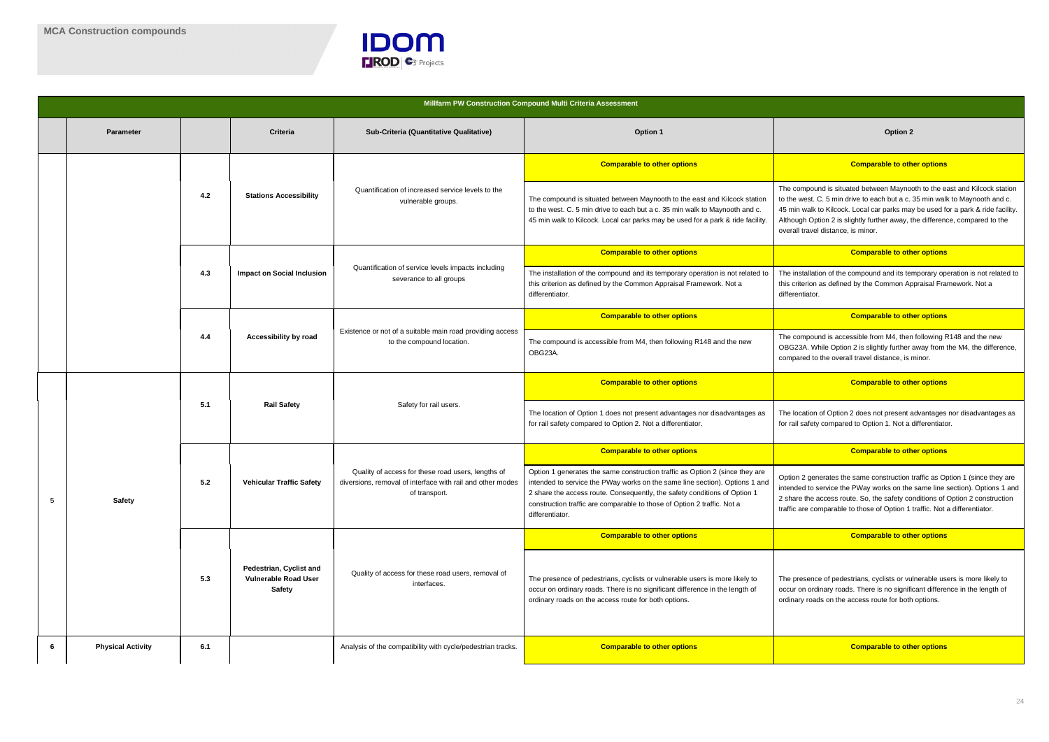## MCA Construction compounds

| | Parameter | | Criteria | Sub-Criteria (Quantitative Qualitative) | Option 1 | Option 2 |
|---|---|---|---|---|---|---|
| **Millfarm PW Construction Compound Multi Criteria Assessment** | | | | | | |
| | | 4.2 | **Stations Accessibility** | Quantification of increased service levels to the vulnerable groups. | **Comparable to other options**<br>The compound is situated between Maynooth to the east and Kilcock station to the west. C. 5 min drive to each but a c. 35 min walk to Maynooth and c. 45 min walk to Kilcock. Local car parks may be used for a park & ride facility. | **Comparable to other options**<br>The compound is situated between Maynooth to the east and Kilcock station to the west. C. 5 min drive to each but a c. 35 min walk to Maynooth and c. 45 min walk to Kilcock. Local car parks may be used for a park & ride facility. Although Option 2 is slightly further away, the difference, compared to the overall travel distance, is minor. |
| | | 4.3 | **Impact on Social Inclusion** | Quantification of service levels impacts including severance to all groups | **Comparable to other options**<br>The installation of the compound and its temporary operation is not related to this criterion as defined by the Common Appraisal Framework. Not a differentiator. | **Comparable to other options**<br>The installation of the compound and its temporary operation is not related to this criterion as defined by the Common Appraisal Framework. Not a differentiator. |
| | | 4.4 | **Accessibility by road** | Existence or not of a suitable main road providing access to the compound location. | **Comparable to other options**<br>The compound is accessible from M4, then following R148 and the new OBG23A. | **Comparable to other options**<br>The compound is accessible from M4, then following R148 and the new OBG23A. While Option 2 is slightly further away from the M4, the difference, compared to the overall travel distance, is minor. |
| 5 | **Safety** | 5.1 | **Rail Safety** | Safety for rail users. | **Comparable to other options**<br>The location of Option 1 does not present advantages nor disadvantages as for rail safety compared to Option 2. Not a differentiator. | **Comparable to other options**<br>The location of Option 2 does not present advantages nor disadvantages as for rail safety compared to Option 1. Not a differentiator. |
| | | 5.2 | **Vehicular Traffic Safety** | Quality of access for these road users, lengths of diversions, removal of interface with rail and other modes of transport. | **Comparable to other options**<br>Option 1 generates the same construction traffic as Option 2 (since they are intended to service the PWay works on the same line section). Options 1 and 2 share the access route. Consequently, the safety conditions of Option 1 construction traffic are comparable to those of Option 2 traffic. Not a differentiator. | **Comparable to other options**<br>Option 2 generates the same construction traffic as Option 1 (since they are intended to service the PWay works on the same line section). Options 1 and 2 share the access route. So, the safety conditions of Option 2 construction traffic are comparable to those of Option 1 traffic. Not a differentiator. |
| | | 5.3 | **Pedestrian, Cyclist and Vulnerable Road User Safety** | Quality of access for these road users, removal of interfaces. | **Comparable to other options**<br>The presence of pedestrians, cyclists or vulnerable users is more likely to occur on ordinary roads. There is no significant difference in the length of ordinary roads on the access route for both options. | **Comparable to other options**<br>The presence of pedestrians, cyclists or vulnerable users is more likely to occur on ordinary roads. There is no significant difference in the length of ordinary roads on the access route for both options. |
| **6** | **Physical Activity** | **6.1** | | Analysis of the compatibility with cycle/pedestrian tracks. | **Comparable to other options** | **Comparable to other options** |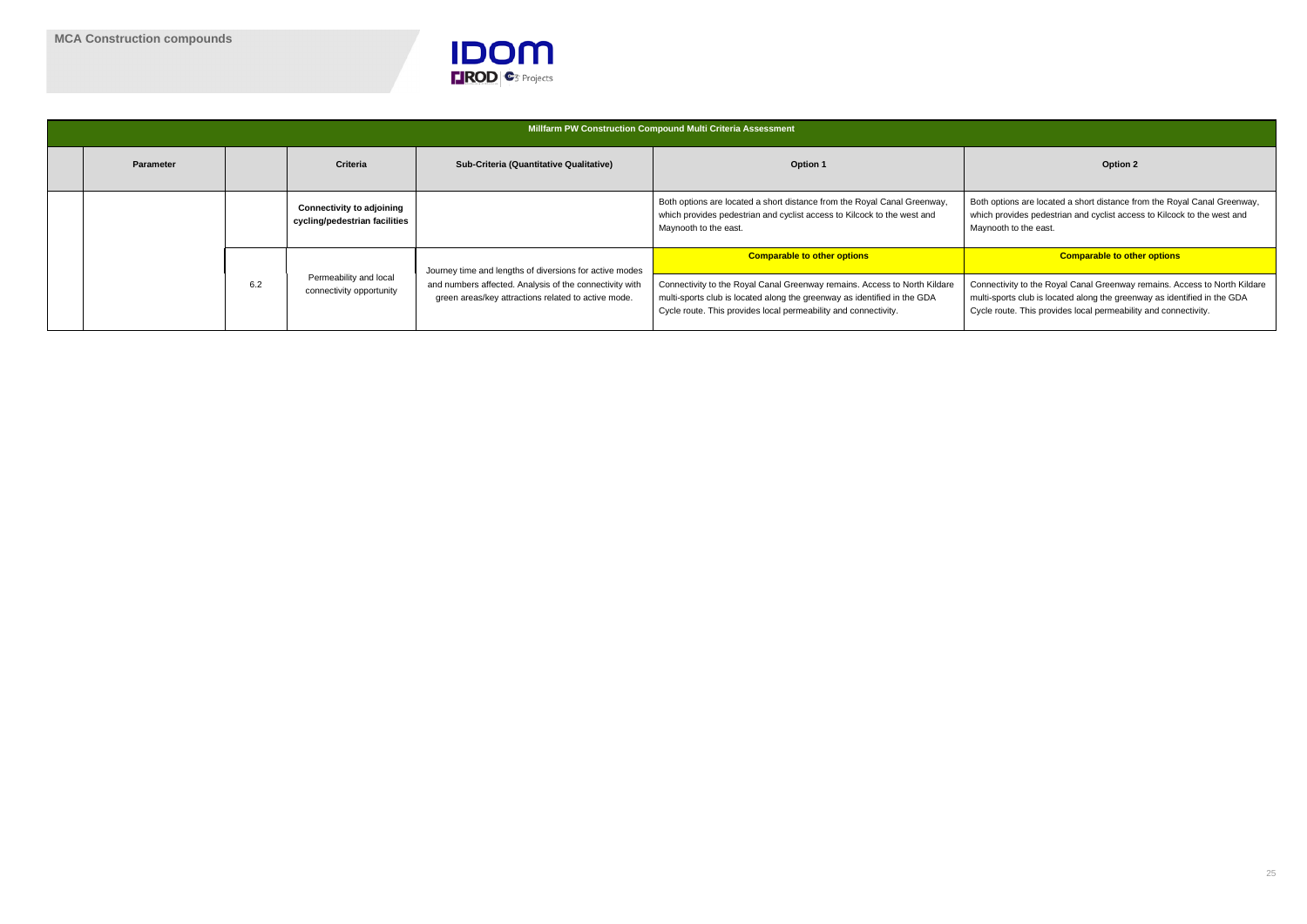## MCA Construction compounds

| Millfarm PW Construction Compound Multi Criteria Assessment | | | | | | |
|---|---|---|---|---|---|---|
| | **Parameter** | | **Criteria** | **Sub-Criteria (Quantitative Qualitative)** | **Option 1** | **Option 2** |
| | | | **Connectivity to adjoining cycling/pedestrian facilities** | | Both options are located a short distance from the Royal Canal Greenway, which provides pedestrian and cyclist access to Kilcock to the west and Maynooth to the east. | Both options are located a short distance from the Royal Canal Greenway, which provides pedestrian and cyclist access to Kilcock to the west and Maynooth to the east. |
| | | 6.2 | Permeability and local connectivity opportunity | Journey time and lengths of diversions for active modes and numbers affected. Analysis of the connectivity with green areas/key attractions related to active mode. | **Comparable to other options**<br>Connectivity to the Royal Canal Greenway remains. Access to North Kildare multi-sports club is located along the greenway as identified in the GDA Cycle route. This provides local permeability and connectivity. | **Comparable to other options**<br>Connectivity to the Royal Canal Greenway remains. Access to North Kildare multi-sports club is located along the greenway as identified in the GDA Cycle route. This provides local permeability and connectivity. |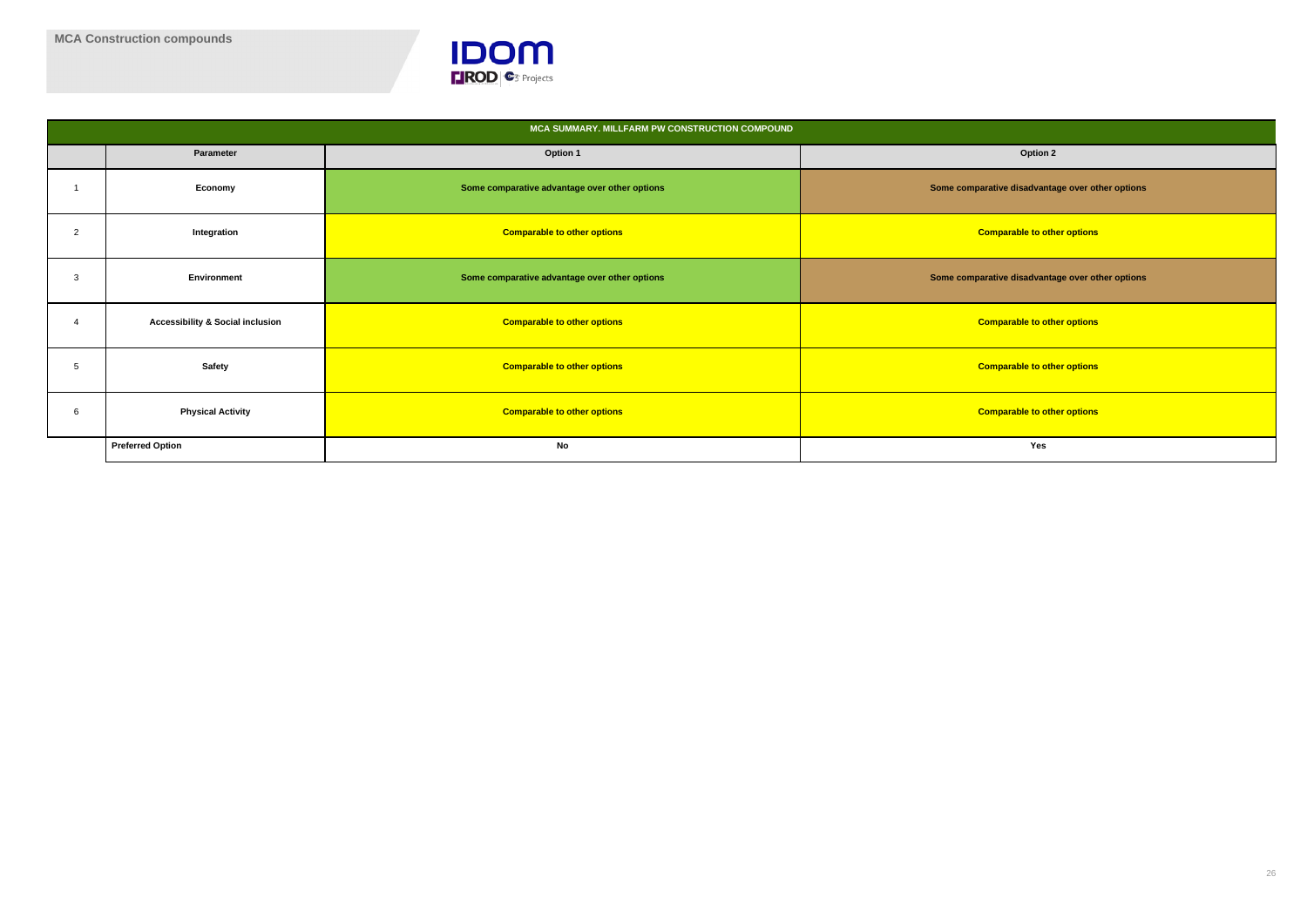**MCA Construction compounds**

| MCA SUMMARY. MILLFARM PW CONSTRUCTION COMPOUND | | | |
|---|---|---|---|
| | **Parameter** | **Option 1** | **Option 2** |
| 1 | **Economy** | **Some comparative advantage over other options** | **Some comparative disadvantage over other options** |
| 2 | **Integration** | **Comparable to other options** | **Comparable to other options** |
| 3 | **Environment** | **Some comparative advantage over other options** | **Some comparative disadvantage over other options** |
| 4 | **Accessibility & Social inclusion** | **Comparable to other options** | **Comparable to other options** |
| 5 | **Safety** | **Comparable to other options** | **Comparable to other options** |
| 6 | **Physical Activity** | **Comparable to other options** | **Comparable to other options** |
| | **Preferred Option** | **No** | **Yes** |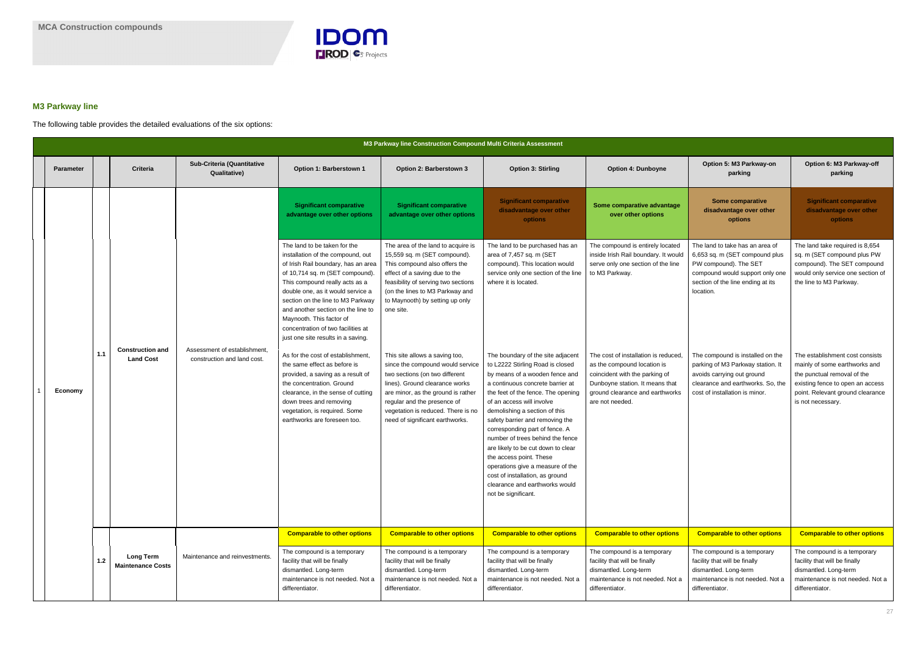## M3 Parkway line

The following table provides the detailed evaluations of the six options:

| M3 Parkway line Construction Compound Multi Criteria Assessment | | | | | | | | | | |
|---|---|---|---|---|---|---|---|---|---|---|
| | **Parameter** | | **Criteria** | **Sub-Criteria (Quantitative Qualitative)** | **Option 1: Barberstown 1** | **Option 2: Barberstown 3** | **Option 3: Stirling** | **Option 4: Dunboyne** | **Option 5: M3 Parkway-on parking** | **Option 6: M3 Parkway-off parking** |
| 1 | **Economy** | 1.1 | **Construction and Land Cost** | Assessment of establishment, construction and land cost. | **Significant comparative advantage over other options** | **Significant comparative advantage over other options** | **Significant comparative disadvantage over other options** | **Some comparative advantage over other options** | **Some comparative disadvantage over other options** | **Significant comparative disadvantage over other options** |
| | | | | | The land to be taken for the installation of the compound, out of Irish Rail boundary, has an area of 10,714 sq. m (SET compound). This compound really acts as a double one, as it would service a section on the line to M3 Parkway and another section on the line to Maynooth. This factor of concentration of two facilities at just one site results in a saving.<br><br>As for the cost of establishment, the same effect as before is provided, a saving as a result of the concentration. Ground clearance, in the sense of cutting down trees and removing vegetation, is required. Some earthworks are foreseen too. | The area of the land to acquire is 15,559 sq. m (SET compound). This compound also offers the effect of a saving due to the feasibility of serving two sections (on the lines to M3 Parkway and to Maynooth) by setting up only one site.<br><br>This site allows a saving too, since the compound would service two sections (on two different lines). Ground clearance works are minor, as the ground is rather regular and the presence of vegetation is reduced. There is no need of significant earthworks. | The land to be purchased has an area of 7,457 sq. m (SET compound). This location would service only one section of the line where it is located.<br><br>The boundary of the site adjacent to L2222 Stirling Road is closed by means of a wooden fence and a continuous concrete barrier at the feet of the fence. The opening of an access will involve demolishing a section of this safety barrier and removing the corresponding part of fence. A number of trees behind the fence are likely to be cut down to clear the access point. These operations give a measure of the cost of installation, as ground clearance and earthworks would not be significant. | The compound is entirely located inside Irish Rail boundary. It would serve only one section of the line to M3 Parkway.<br><br>The cost of installation is reduced, as the compound location is coincident with the parking of Dunboyne station. It means that ground clearance and earthworks are not needed. | The land to take has an area of 6,653 sq. m (SET compound plus PW compound). The SET compound would support only one section of the line ending at its location.<br><br>The compound is installed on the parking of M3 Parkway station. It avoids carrying out ground clearance and earthworks. So, the cost of installation is minor. | The land take required is 8,654 sq. m (SET compound plus PW compound). The SET compound would only service one section of the line to M3 Parkway.<br><br>The establishment cost consists mainly of some earthworks and the punctual removal of the existing fence to open an access point. Relevant ground clearance is not necessary. |
| | | 1.2 | **Long Term Maintenance Costs** | Maintenance and reinvestments. | **Comparable to other options** | **Comparable to other options** | **Comparable to other options** | **Comparable to other options** | **Comparable to other options** | **Comparable to other options** |
| | | | | | The compound is a temporary facility that will be finally dismantled. Long-term maintenance is not needed. Not a differentiator. | The compound is a temporary facility that will be finally dismantled. Long-term maintenance is not needed. Not a differentiator. | The compound is a temporary facility that will be finally dismantled. Long-term maintenance is not needed. Not a differentiator. | The compound is a temporary facility that will be finally dismantled. Long-term maintenance is not needed. Not a differentiator. | The compound is a temporary facility that will be finally dismantled. Long-term maintenance is not needed. Not a differentiator. | The compound is a temporary facility that will be finally dismantled. Long-term maintenance is not needed. Not a differentiator. |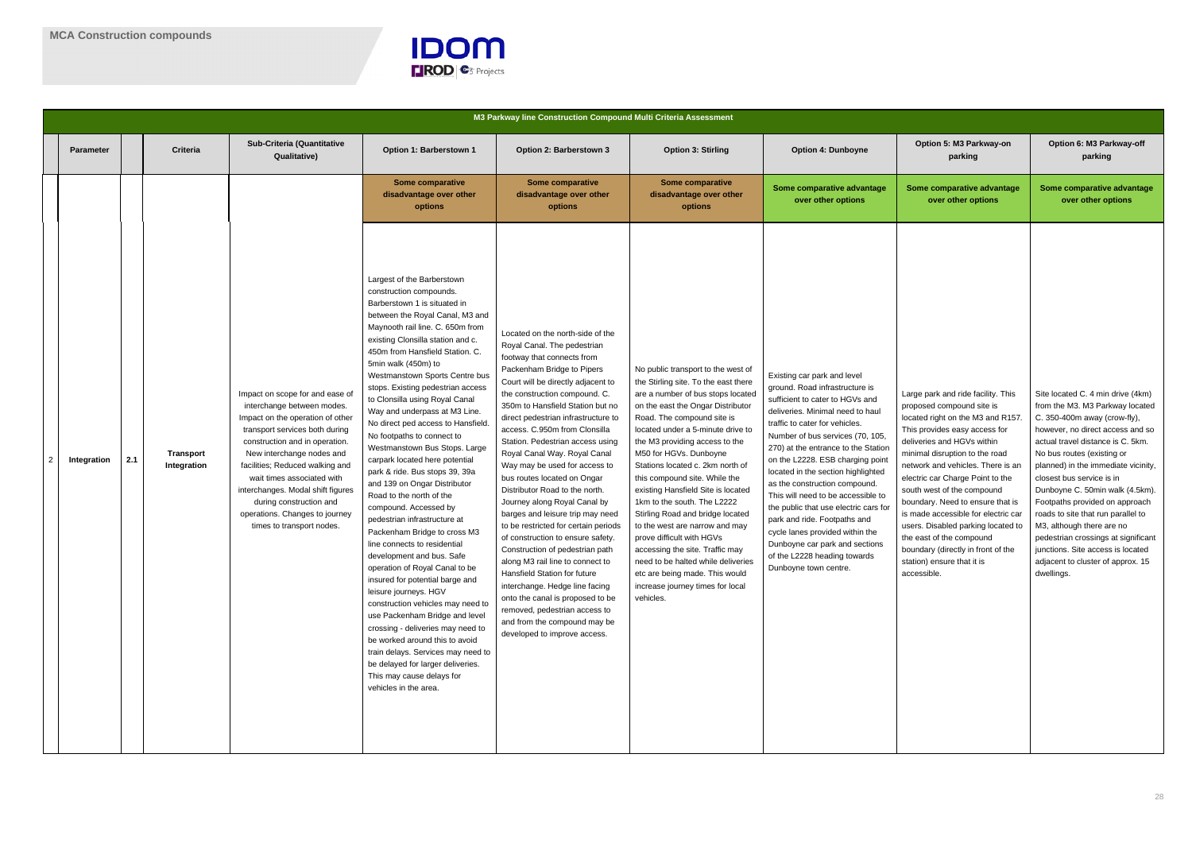# MCA Construction compounds

| | Parameter | | Criteria | Sub-Criteria (Quantitative Qualitative) | Option 1: Barberstown 1 | Option 2: Barberstown 3 | Option 3: Stirling | Option 4: Dunboyne | Option 5: M3 Parkway-on parking | Option 6: M3 Parkway-off parking |
|---|---|---|---|---|---|---|---|---|---|---|
| | **M3 Parkway line Construction Compound Multi Criteria Assessment** | | | | | | | | | |
| | | | | | **Some comparative disadvantage over other options** | **Some comparative disadvantage over other options** | **Some comparative disadvantage over other options** | **Some comparative advantage over other options** | **Some comparative advantage over other options** | **Some comparative advantage over other options** |
| 2 | Integration | 2.1 | Transport Integration | Impact on scope for and ease of interchange between modes. Impact on the operation of other transport services both during construction and in operation. New interchange nodes and facilities; Reduced walking and wait times associated with interchanges. Modal shift figures during construction and operations. Changes to journey times to transport nodes. | Largest of the Barberstown construction compounds. Barberstown 1 is situated in between the Royal Canal, M3 and Maynooth rail line. C. 650m from existing Clonsilla station and c. 450m from Hansfield Station. C. 5min walk (450m) to Westmanstown Sports Centre bus stops. Existing pedestrian access to Clonsilla using Royal Canal Way and underpass at M3 Line. No direct ped access to Hansfield. No footpaths to connect to Westmanstown Bus Stops. Large carpark located here potential park & ride. Bus stops 39, 39a and 139 on Ongar Distributor Road to the north of the compound. Accessed by pedestrian infrastructure at Packenham Bridge to cross M3 line connects to residential development and bus. Safe operation of Royal Canal to be insured for potential barge and leisure journeys. HGV construction vehicles may need to use Packenham Bridge and level crossing - deliveries may need to be worked around this to avoid train delays. Services may need to be delayed for larger deliveries. This may cause delays for vehicles in the area. | Located on the north-side of the Royal Canal. The pedestrian footway that connects from Packenham Bridge to Pipers Court will be directly adjacent to the construction compound. C. 350m to Hansfield Station but no direct pedestrian infrastructure to access. C.950m from Clonsilla Station. Pedestrian access using Royal Canal Way. Royal Canal Way may be used for access to bus routes located on Ongar Distributor Road to the north. Journey along Royal Canal by barges and leisure trip may need to be restricted for certain periods of construction to ensure safety. Construction of pedestrian path along M3 rail line to connect to Hansfield Station for future interchange. Hedge line facing onto the canal is proposed to be removed, pedestrian access to and from the compound may be developed to improve access. | No public transport to the west of the Stirling site. To the east there are a number of bus stops located on the east the Ongar Distributor Road. The compound site is located under a 5-minute drive to the M3 providing access to the M50 for HGVs. Dunboyne Stations located c. 2km north of this compound site. While the existing Hansfield Site is located 1km to the south. The L2222 Stirling Road and bridge located to the west are narrow and may prove difficult with HGVs accessing the site. Traffic may need to be halted while deliveries etc are being made. This would increase journey times for local vehicles. | Existing car park and level ground. Road infrastructure is sufficient to cater to HGVs and deliveries. Minimal need to haul traffic to cater for vehicles. Number of bus services (70, 105, 270) at the entrance to the Station on the L2228. ESB charging point located in the section highlighted as the construction compound. This will need to be accessible to the public that use electric cars for park and ride. Footpaths and cycle lanes provided within the Dunboyne car park and sections of the L2228 heading towards Dunboyne town centre. | Large park and ride facility. This proposed compound site is located right on the M3 and R157. This provides easy access for deliveries and HGVs within minimal disruption to the road network and vehicles. There is an electric car Charge Point to the south west of the compound boundary. Need to ensure that is is made accessible for electric car users. Disabled parking located to the east of the compound boundary (directly in front of the station) ensure that it is accessible. | Site located C. 4 min drive (4km) from the M3. M3 Parkway located C. 350-400m away (crow-fly), however, no direct access and so actual travel distance is C. 5km. No bus routes (existing or planned) in the immediate vicinity, closest bus service is in Dunboyne C. 50min walk (4.5km). Footpaths provided on approach roads to site that run parallel to M3, although there are no pedestrian crossings at significant junctions. Site access is located adjacent to cluster of approx. 15 dwellings. |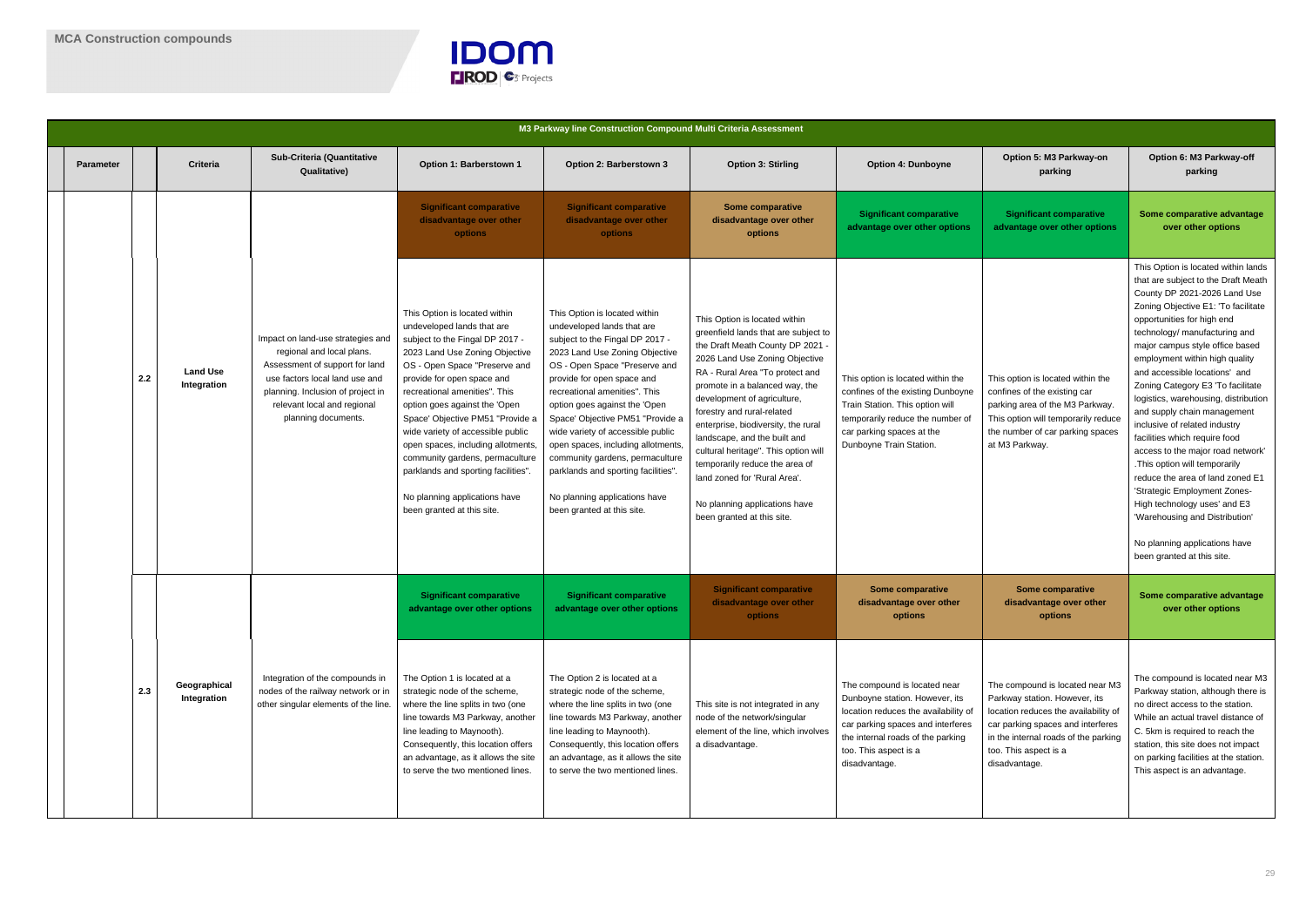# MCA Construction compounds

| M3 Parkway line Construction Compound Multi Criteria Assessment | | | | | | | | | | |
|---|---|---|---|---|---|---|---|---|---|---|
| Parameter | | Criteria | Sub-Criteria (Quantitative Qualitative) | Option 1: Barberstown 1 | Option 2: Barberstown 3 | Option 3: Stirling | Option 4: Dunboyne | Option 5: M3 Parkway-on parking | Option 6: M3 Parkway-off parking |
| | | | | Significant comparative disadvantage over other options | Significant comparative disadvantage over other options | Some comparative disadvantage over other options | Significant comparative advantage over other options | Significant comparative advantage over other options | Some comparative advantage over other options |
| | 2.2 | Land Use Integration | Impact on land-use strategies and regional and local plans. Assessment of support for land use factors local land use and planning. Inclusion of project in relevant local and regional planning documents. | This Option is located within undeveloped lands that are subject to the Fingal DP 2017 - 2023 Land Use Zoning Objective OS - Open Space "Preserve and provide for open space and recreational amenities". This option goes against the 'Open Space' Objective PM51 "Provide a wide variety of accessible public open spaces, including allotments, community gardens, permaculture parklands and sporting facilities". No planning applications have been granted at this site. | This Option is located within undeveloped lands that are subject to the Fingal DP 2017 - 2023 Land Use Zoning Objective OS - Open Space "Preserve and provide for open space and recreational amenities". This option goes against the 'Open Space' Objective PM51 "Provide a wide variety of accessible public open spaces, including allotments, community gardens, permaculture parklands and sporting facilities". No planning applications have been granted at this site. | This Option is located within greenfield lands that are subject to the Draft Meath County DP 2021 - 2026 Land Use Zoning Objective RA - Rural Area "To protect and promote in a balanced way, the development of agriculture, forestry and rural-related enterprise, biodiversity, the rural landscape, and the built and cultural heritage". This option will temporarily reduce the area of land zoned for 'Rural Area'. No planning applications have been granted at this site. | This option is located within the confines of the existing Dunboyne Train Station. This option will temporarily reduce the number of car parking spaces at the Dunboyne Train Station. | This option is located within the confines of the existing car parking area of the M3 Parkway. This option will temporarily reduce the number of car parking spaces at M3 Parkway. | This Option is located within lands that are subject to the Draft Meath County DP 2021-2026 Land Use Zoning Objective E1: 'To facilitate opportunities for high end technology/ manufacturing and major campus style office based employment within high quality and accessible locations' and Zoning Category E3 'To facilitate logistics, warehousing, distribution and supply chain management inclusive of related industry facilities which require food access to the major road network' .This option will temporarily reduce the area of land zoned E1 'Strategic Employment Zones-High technology uses' and E3 'Warehousing and Distribution' No planning applications have been granted at this site. |
| | | | | Significant comparative advantage over other options | Significant comparative advantage over other options | Significant comparative disadvantage over other options | Some comparative disadvantage over other options | Some comparative disadvantage over other options | Some comparative advantage over other options |
| | 2.3 | Geographical Integration | Integration of the compounds in nodes of the railway network or in other singular elements of the line. | The Option 1 is located at a strategic node of the scheme, where the line splits in two (one line towards M3 Parkway, another line leading to Maynooth). Consequently, this location offers an advantage, as it allows the site to serve the two mentioned lines. | The Option 2 is located at a strategic node of the scheme, where the line splits in two (one line towards M3 Parkway, another line leading to Maynooth). Consequently, this location offers an advantage, as it allows the site to serve the two mentioned lines. | This site is not integrated in any node of the network/singular element of the line, which involves a disadvantage. | The compound is located near Dunboyne station. However, its location reduces the availability of car parking spaces and interferes the internal roads of the parking too. This aspect is a disadvantage. | The compound is located near M3 Parkway station. However, its location reduces the availability of car parking spaces and interferes in the internal roads of the parking too. This aspect is a disadvantage. | The compound is located near M3 Parkway station, although there is no direct access to the station. While an actual travel distance of C. 5km is required to reach the station, this site does not impact on parking facilities at the station. This aspect is an advantage. |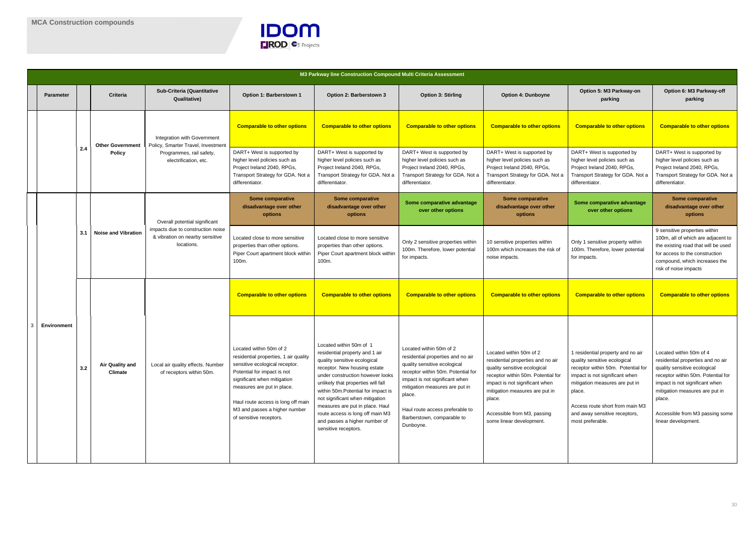# MCA Construction compounds

| | Parameter | | Criteria | Sub-Criteria (Quantitative Qualitative) | Option 1: Barberstown 1 | Option 2: Barberstown 3 | Option 3: Stirling | Option 4: Dunboyne | Option 5: M3 Parkway-on parking | Option 6: M3 Parkway-off parking |
|---|---|---|---|---|---|---|---|---|---|---|
| | | | | **M3 Parkway line Construction Compound Multi Criteria Assessment** | | | | | | |
| | | 2.4 | Other Government Policy | Integration with Government Policy, Smarter Travel, Investment Programmes, rail safety, electrification, etc. | **Comparable to other options** | **Comparable to other options** | **Comparable to other options** | **Comparable to other options** | **Comparable to other options** | **Comparable to other options** |
| | | | | | DART+ West is supported by higher level policies such as Project Ireland 2040, RPGs, Transport Strategy for GDA. Not a differentiator. | DART+ West is supported by higher level policies such as Project Ireland 2040, RPGs, Transport Strategy for GDA. Not a differentiator. | DART+ West is supported by higher level policies such as Project Ireland 2040, RPGs, Transport Strategy for GDA. Not a differentiator. | DART+ West is supported by higher level policies such as Project Ireland 2040, RPGs, Transport Strategy for GDA. Not a differentiator. | DART+ West is supported by higher level policies such as Project Ireland 2040, RPGs, Transport Strategy for GDA. Not a differentiator. | DART+ West is supported by higher level policies such as Project Ireland 2040, RPGs, Transport Strategy for GDA. Not a differentiator. |
| 3 | Environment | 3.1 | Noise and Vibration | Overall potential significant impacts due to construction noise & vibration on nearby sensitive locations. | **Some comparative disadvantage over other options** | **Some comparative disadvantage over other options** | **Some comparative advantage over other options** | **Some comparative disadvantage over other options** | **Some comparative advantage over other options** | **Some comparative disadvantage over other options** |
| | | | | | Located close to more sensitive properties than other options. Piper Court apartment block within 100m. | Located close to more sensitive properties than other options. Piper Court apartment block within 100m. | Only 2 sensitive properties within 100m. Therefore, lower potential for impacts. | 10 sensitive properties within 100m which increases the risk of noise impacts. | Only 1 sensitive property within 100m. Therefore, lower potential for impacts. | 9 sensitive properties within 100m, all of which are adjacent to the existing road that will be used for access to the construction compound, which increases the risk of noise impacts |
| | | 3.2 | Air Quality and Climate | Local air quality effects. Number of receptors within 50m. | **Comparable to other options** | **Comparable to other options** | **Comparable to other options** | **Comparable to other options** | **Comparable to other options** | **Comparable to other options** |
| | | | | | Located within 50m of 2 residential properties, 1 air quality sensitive ecological receptor. Potential for impact is not significant when mitigation measures are put in place.<br><br>Haul route access is long off main M3 and passes a higher number of sensitive receptors. | Located within 50m of 1 residential property and 1 air quality sensitive ecological receptor. New housing estate under construction however looks unlikely that properties will fall within 50m.Potential for impact is not significant when mitigation measures are put in place. Haul route access is long off main M3 and passes a higher number of sensitive receptors. | Located within 50m of 2 residential properties and no air quality sensitive ecological receptor within 50m. Potential for impact is not significant when mitigation measures are put in place.<br><br>Haul route access preferable to Barberstown, comparable to Dunboyne. | Located within 50m of 2 residential properties and no air quality sensitive ecological receptor within 50m. Potential for impact is not significant when mitigation measures are put in place.<br><br>Accessible from M3, passing some linear development. | 1 residential property and no air quality sensitive ecological receptor within 50m. Potential for impact is not significant when mitigation measures are put in place.<br><br>Access route short from main M3 and away sensitive receptors, most preferable. | Located within 50m of 4 residential properties and no air quality sensitive ecological receptor within 50m. Potential for impact is not significant when mitigation measures are put in place.<br><br>Accessible from M3 passing some linear development. |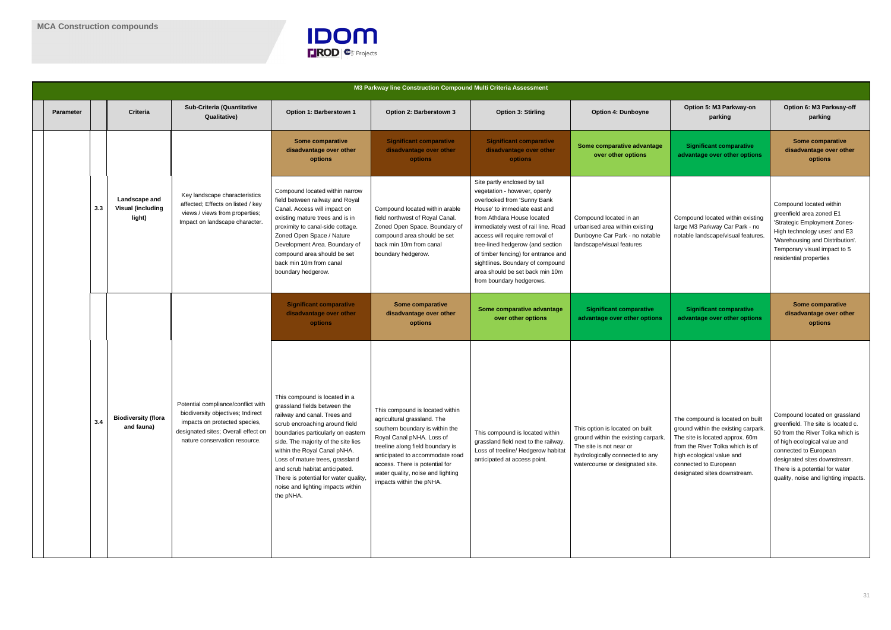## MCA Construction compounds

| M3 Parkway line Construction Compound Multi Criteria Assessment | | | | | | | | | | |
|---|---|---|---|---|---|---|---|---|---|---|
| Parameter | | Criteria | Sub-Criteria (Quantitative Qualitative) | Option 1: Barberstown 1 | Option 2: Barberstown 3 | Option 3: Stirling | Option 4: Dunboyne | Option 5: M3 Parkway-on parking | Option 6: M3 Parkway-off parking |
| | | | | Some comparative disadvantage over other options | Significant comparative disadvantage over other options | Significant comparative disadvantage over other options | Some comparative advantage over other options | Significant comparative advantage over other options | Some comparative disadvantage over other options |
| | 3.3 | Landscape and Visual (including light) | Key landscape characteristics affected; Effects on listed / key views / views from properties; Impact on landscape character. | Compound located within narrow field between railway and Royal Canal. Access will impact on existing mature trees and is in proximity to canal-side cottage. Zoned Open Space / Nature Development Area. Boundary of compound area should be set back min 10m from canal boundary hedgerow. | Compound located within arable field northwest of Royal Canal. Zoned Open Space. Boundary of compound area should be set back min 10m from canal boundary hedgerow. | Site partly enclosed by tall vegetation - however, openly overlooked from 'Sunny Bank House' to immediate east and from Athdara House located immediately west of rail line. Road access will require removal of tree-lined hedgerow (and section of timber fencing) for entrance and sightlines. Boundary of compound area should be set back min 10m from boundary hedgerows. | Compound located in an urbanised area within existing Dunboyne Car Park - no notable landscape/visual features | Compound located within existing large M3 Parkway Car Park - no notable landscape/visual features. | Compound located within greenfield area zoned E1 'Strategic Employment Zones-High technology uses' and E3 'Warehousing and Distribution'. Temporary visual impact to 5 residential properties |
| | | | | Significant comparative disadvantage over other options | Some comparative disadvantage over other options | Some comparative advantage over other options | Significant comparative advantage over other options | Significant comparative advantage over other options | Some comparative disadvantage over other options |
| | 3.4 | Biodiversity (flora and fauna) | Potential compliance/conflict with biodiversity objectives; Indirect impacts on protected species, designated sites; Overall effect on nature conservation resource. | This compound is located in a grassland fields between the railway and canal. Trees and scrub encroaching around field boundaries particularly on eastern side. The majority of the site lies within the Royal Canal pNHA. Loss of mature trees, grassland and scrub habitat anticipated. There is potential for water quality, noise and lighting impacts within the pNHA. | This compound is located within agricultural grassland. The southern boundary is within the Royal Canal pNHA. Loss of treeline along field boundary is anticipated to accommodate road access. There is potential for water quality, noise and lighting impacts within the pNHA. | This compound is located within grassland field next to the railway. Loss of treeline/ Hedgerow habitat anticipated at access point. | This option is located on built ground within the existing carpark. The site is not near or hydrologically connected to any watercourse or designated site. | The compound is located on built ground within the existing carpark. The site is located approx. 60m from the River Tolka which is of high ecological value and connected to European designated sites downstream. | Compound located on grassland greenfield. The site is located c. 50 from the River Tolka which is of high ecological value and connected to European designated sites downstream. There is a potential for water quality, noise and lighting impacts. |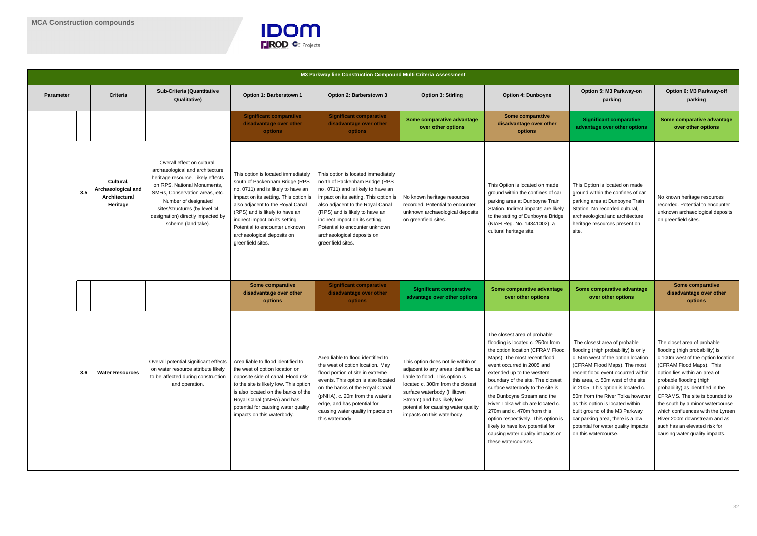# MCA Construction compounds

| Parameter | | Criteria | Sub-Criteria (Quantitative Qualitative) | Option 1: Barberstown 1 | Option 2: Barberstown 3 | Option 3: Stirling | Option 4: Dunboyne | Option 5: M3 Parkway-on parking | Option 6: M3 Parkway-off parking |
|---|---|---|---|---|---|---|---|---|---|
| **M3 Parkway line Construction Compound Multi Criteria Assessment** | | | | | | | | | |
| | | | | **Significant comparative disadvantage over other options** | **Significant comparative disadvantage over other options** | **Some comparative advantage over other options** | **Some comparative disadvantage over other options** | **Significant comparative advantage over other options** | **Some comparative advantage over other options** |
| | 3.5 | **Cultural, Archaeological and Architectural Heritage** | Overall effect on cultural, archaeological and architecture heritage resource. Likely effects on RPS, National Monuments, SMRs, Conservation areas, etc. Number of designated sites/structures (by level of designation) directly impacted by scheme (land take). | This option is located immediately south of Packenham Bridge (RPS no. 0711) and is likely to have an impact on its setting. This option is also adjacent to the Royal Canal (RPS) and is likely to have an indirect impact on its setting. Potential to encounter unknown archaeological deposits on greenfield sites. | This option is located immediately north of Packenham Bridge (RPS no. 0711) and is likely to have an impact on its setting. This option is also adjacent to the Royal Canal (RPS) and is likely to have an indirect impact on its setting. Potential to encounter unknown archaeological deposits on greenfield sites. | No known heritage resources recorded. Potential to encounter unknown archaeological deposits on greenfield sites. | This Option is located on made ground within the confines of car parking area at Dunboyne Train Station. Indirect impacts are likely to the setting of Dunboyne Bridge (NIAH Reg. No. 14341002), a cultural heritage site. | This Option is located on made ground within the confines of car parking area at Dunboyne Train Station. No recorded cultural, archaeological and architecture heritage resources present on site. | No known heritage resources recorded. Potential to encounter unknown archaeological deposits on greenfield sites. |
| | | | | **Some comparative disadvantage over other options** | **Significant comparative disadvantage over other options** | **Significant comparative advantage over other options** | **Some comparative advantage over other options** | **Some comparative advantage over other options** | **Some comparative disadvantage over other options** |
| | 3.6 | **Water Resources** | Overall potential significant effects on water resource attribute likely to be affected during construction and operation. | Area liable to flood identified to the west of option location on opposite side of canal. Flood risk to the site is likely low. This option is also located on the banks of the Royal Canal (pNHA) and has potential for causing water quality impacts on this waterbody. | Area liable to flood identified to the west of option location. May flood portion of site in extreme events. This option is also located on the banks of the Royal Canal (pNHA), c. 20m from the water's edge, and has potential for causing water quality impacts on this waterbody. | This option does not lie within or adjacent to any areas identified as liable to flood. This option is located c. 300m from the closest surface waterbody (Hilltown Stream) and has likely low potential for causing water quality impacts on this waterbody. | The closest area of probable flooding is located c. 250m from the option location (CFRAM Flood Maps). The most recent flood event occurred in 2005 and extended up to the western boundary of the site. The closest surface waterbody to the site is the Dunboyne Stream and the River Tolka which are located c. 270m and c. 470m from this option respectively. This option is likely to have low potential for causing water quality impacts on these watercourses. | The closest area of probable flooding (high probability) is only c. 50m west of the option location (CFRAM Flood Maps). The most recent flood event occurred within this area, c. 50m west of the site in 2005. This option is located c. 50m from the River Tolka however as this option is located within built ground of the M3 Parkway car parking area, there is a low potential for water quality impacts on this watercourse. | The closet area of probable flooding (high probability) is c.100m west of the option location (CFRAM Flood Maps). This option lies within an area of probable flooding (high probability) as identified in the CFRAMS. The site is bounded to the south by a minor watercourse which confluences with the Lyreen River 200m downstream and as such has an elevated risk for causing water quality impacts. |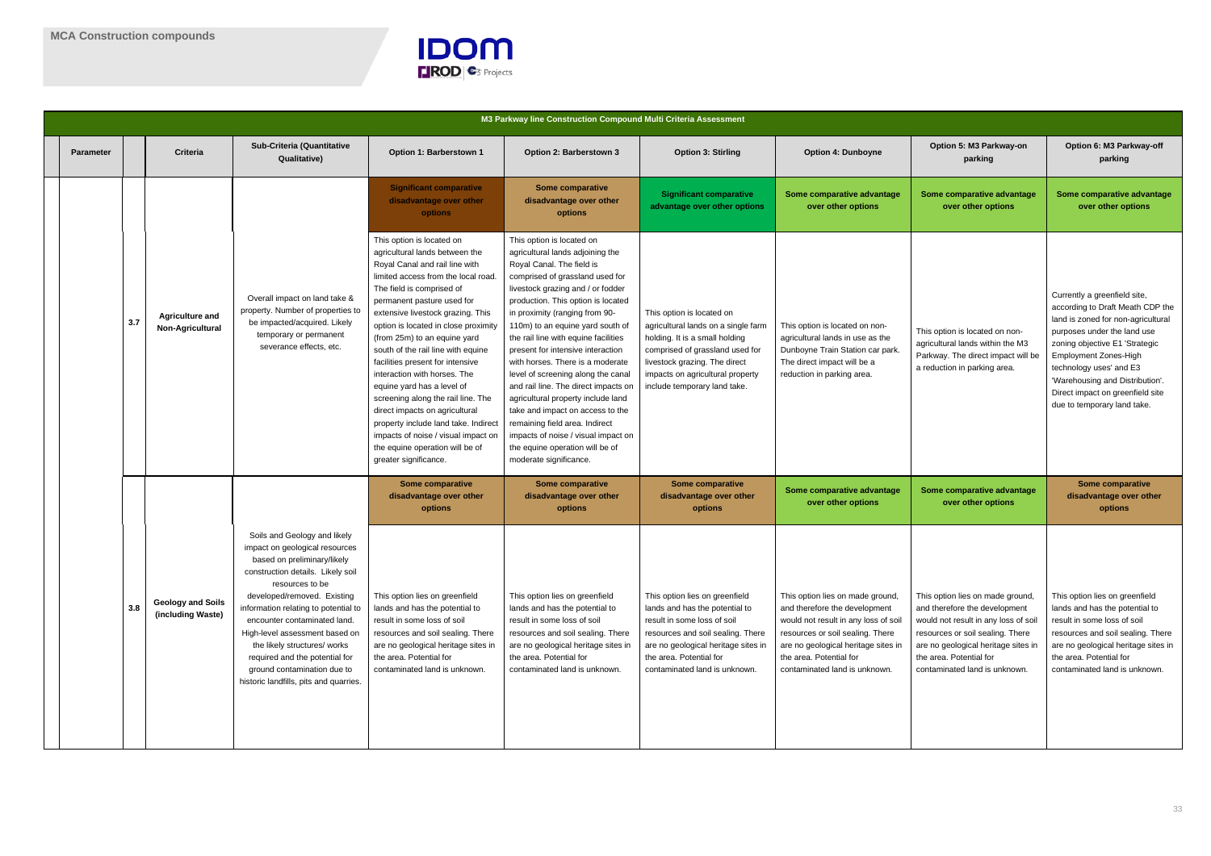# MCA Construction compounds

| M3 Parkway line Construction Compound Multi Criteria Assessment | | | | | | | | | | |
|---|---|---|---|---|---|---|---|---|---|---|
| Parameter | | Criteria | Sub-Criteria (Quantitative Qualitative) | Option 1: Barberstown 1 | Option 2: Barberstown 3 | Option 3: Stirling | Option 4: Dunboyne | Option 5: M3 Parkway-on parking | Option 6: M3 Parkway-off parking |
| | | | | Significant comparative disadvantage over other options | Some comparative disadvantage over other options | Significant comparative advantage over other options | Some comparative advantage over other options | Some comparative advantage over other options | Some comparative advantage over other options |
| | 3.7 | Agriculture and Non-Agricultural | Overall impact on land take & property. Number of properties to be impacted/acquired. Likely temporary or permanent severance effects, etc. | This option is located on agricultural lands between the Royal Canal and rail line with limited access from the local road. The field is comprised of permanent pasture used for extensive livestock grazing. This option is located in close proximity (from 25m) to an equine yard south of the rail line with equine facilities present for intensive interaction with horses. The equine yard has a level of screening along the rail line. The direct impacts on agricultural property include land take. Indirect impacts of noise / visual impact on the equine operation will be of greater significance. | This option is located on agricultural lands adjoining the Royal Canal. The field is comprised of grassland used for livestock grazing and / or fodder production. This option is located in proximity (ranging from 90-110m) to an equine yard south of the rail line with equine facilities present for intensive interaction with horses. There is a moderate level of screening along the canal and rail line. The direct impacts on agricultural property include land take and impact on access to the remaining field area. Indirect impacts of noise / visual impact on the equine operation will be of moderate significance. | This option is located on agricultural lands on a single farm holding. It is a small holding comprised of grassland used for livestock grazing. The direct impacts on agricultural property include temporary land take. | This option is located on non-agricultural lands in use as the Dunboyne Train Station car park. The direct impact will be a reduction in parking area. | This option is located on non-agricultural lands within the M3 Parkway. The direct impact will be a reduction in parking area. | Currently a greenfield site, according to Draft Meath CDP the land is zoned for non-agricultural purposes under the land use zoning objective E1 'Strategic Employment Zones-High technology uses' and E3 'Warehousing and Distribution'. Direct impact on greenfield site due to temporary land take. |
| | | | | Some comparative disadvantage over other options | Some comparative disadvantage over other options | Some comparative disadvantage over other options | Some comparative advantage over other options | Some comparative advantage over other options | Some comparative disadvantage over other options |
| | 3.8 | Geology and Soils (including Waste) | Soils and Geology and likely impact on geological resources based on preliminary/likely construction details. Likely soil resources to be developed/removed. Existing information relating to potential to encounter contaminated land. High-level assessment based on the likely structures/ works required and the potential for ground contamination due to historic landfills, pits and quarries. | This option lies on greenfield lands and has the potential to result in some loss of soil resources and soil sealing. There are no geological heritage sites in the area. Potential for contaminated land is unknown. | This option lies on greenfield lands and has the potential to result in some loss of soil resources and soil sealing. There are no geological heritage sites in the area. Potential for contaminated land is unknown. | This option lies on greenfield lands and has the potential to result in some loss of soil resources and soil sealing. There are no geological heritage sites in the area. Potential for contaminated land is unknown. | This option lies on made ground, and therefore the development would not result in any loss of soil resources or soil sealing. There are no geological heritage sites in the area. Potential for contaminated land is unknown. | This option lies on made ground, and therefore the development would not result in any loss of soil resources or soil sealing. There are no geological heritage sites in the area. Potential for contaminated land is unknown. | This option lies on greenfield lands and has the potential to result in some loss of soil resources and soil sealing. There are no geological heritage sites in the area. Potential for contaminated land is unknown. |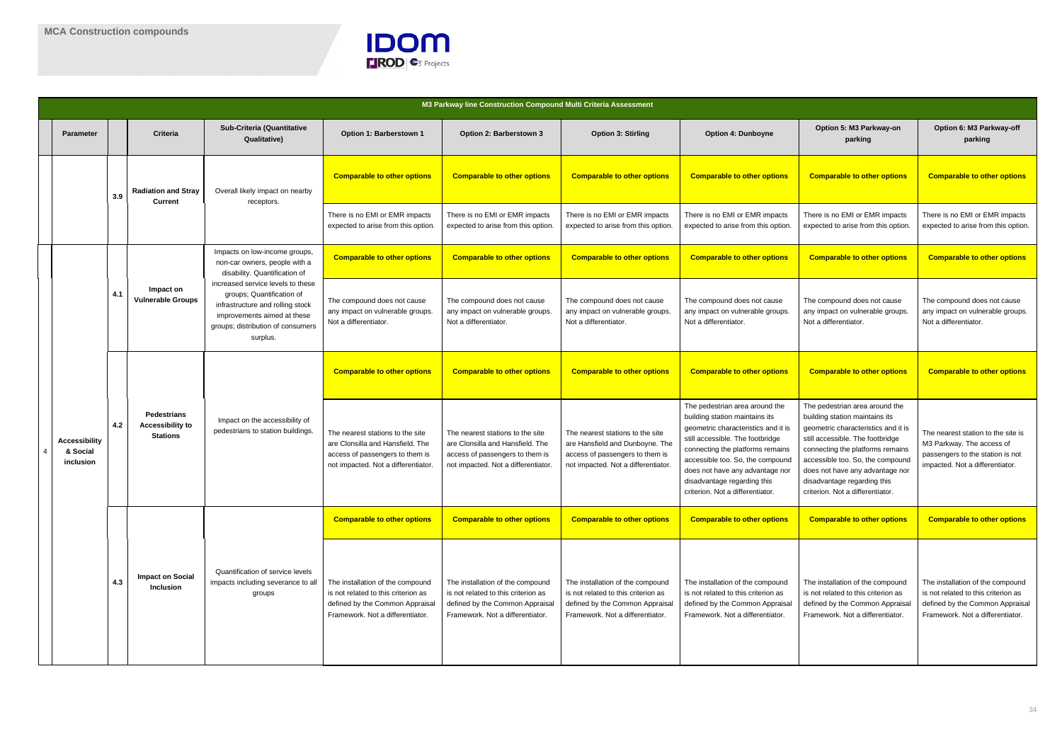# MCA Construction compounds

| | Parameter | | Criteria | Sub-Criteria (Quantitative Qualitative) | Option 1: Barberstown 1 | Option 2: Barberstown 3 | Option 3: Stirling | Option 4: Dunboyne | Option 5: M3 Parkway-on parking | Option 6: M3 Parkway-off parking |
|---|---|---|---|---|---|---|---|---|---|---|
| | | 3.9 | Radiation and Stray Current | Overall likely impact on nearby receptors. | **Comparable to other options** | **Comparable to other options** | **Comparable to other options** | **Comparable to other options** | **Comparable to other options** | **Comparable to other options** |
| | | | | | There is no EMI or EMR impacts expected to arise from this option. | There is no EMI or EMR impacts expected to arise from this option. | There is no EMI or EMR impacts expected to arise from this option. | There is no EMI or EMR impacts expected to arise from this option. | There is no EMI or EMR impacts expected to arise from this option. | There is no EMI or EMR impacts expected to arise from this option. |
| 4 | Accessibility & Social inclusion | 4.1 | Impact on Vulnerable Groups | Impacts on low-income groups, non-car owners, people with a disability. Quantification of increased service levels to these groups; Quantification of infrastructure and rolling stock improvements aimed at these groups; distribution of consumers surplus. | **Comparable to other options** | **Comparable to other options** | **Comparable to other options** | **Comparable to other options** | **Comparable to other options** | **Comparable to other options** |
| | | | | | The compound does not cause any impact on vulnerable groups. Not a differentiator. | The compound does not cause any impact on vulnerable groups. Not a differentiator. | The compound does not cause any impact on vulnerable groups. Not a differentiator. | The compound does not cause any impact on vulnerable groups. Not a differentiator. | The compound does not cause any impact on vulnerable groups. Not a differentiator. | The compound does not cause any impact on vulnerable groups. Not a differentiator. |
| | | 4.2 | Pedestrians Accessibility to Stations | Impact on the accessibility of pedestrians to station buildings. | **Comparable to other options** | **Comparable to other options** | **Comparable to other options** | **Comparable to other options** | **Comparable to other options** | **Comparable to other options** |
| | | | | | The nearest stations to the site are Clonsilla and Hansfield. The access of passengers to them is not impacted. Not a differentiator. | The nearest stations to the site are Clonsilla and Hansfield. The access of passengers to them is not impacted. Not a differentiator. | The nearest stations to the site are Hansfield and Dunboyne. The access of passengers to them is not impacted. Not a differentiator. | The pedestrian area around the building station maintains its geometric characteristics and it is still accessible. The footbridge connecting the platforms remains accessible too. So, the compound does not have any advantage nor disadvantage regarding this criterion. Not a differentiator. | The pedestrian area around the building station maintains its geometric characteristics and it is still accessible. The footbridge connecting the platforms remains accessible too. So, the compound does not have any advantage nor disadvantage regarding this criterion. Not a differentiator. | The nearest station to the site is M3 Parkway. The access of passengers to the station is not impacted. Not a differentiator. |
| | | 4.3 | Impact on Social Inclusion | Quantification of service levels impacts including severance to all groups | **Comparable to other options** | **Comparable to other options** | **Comparable to other options** | **Comparable to other options** | **Comparable to other options** | **Comparable to other options** |
| | | | | | The installation of the compound is not related to this criterion as defined by the Common Appraisal Framework. Not a differentiator. | The installation of the compound is not related to this criterion as defined by the Common Appraisal Framework. Not a differentiator. | The installation of the compound is not related to this criterion as defined by the Common Appraisal Framework. Not a differentiator. | The installation of the compound is not related to this criterion as defined by the Common Appraisal Framework. Not a differentiator. | The installation of the compound is not related to this criterion as defined by the Common Appraisal Framework. Not a differentiator. | The installation of the compound is not related to this criterion as defined by the Common Appraisal Framework. Not a differentiator. |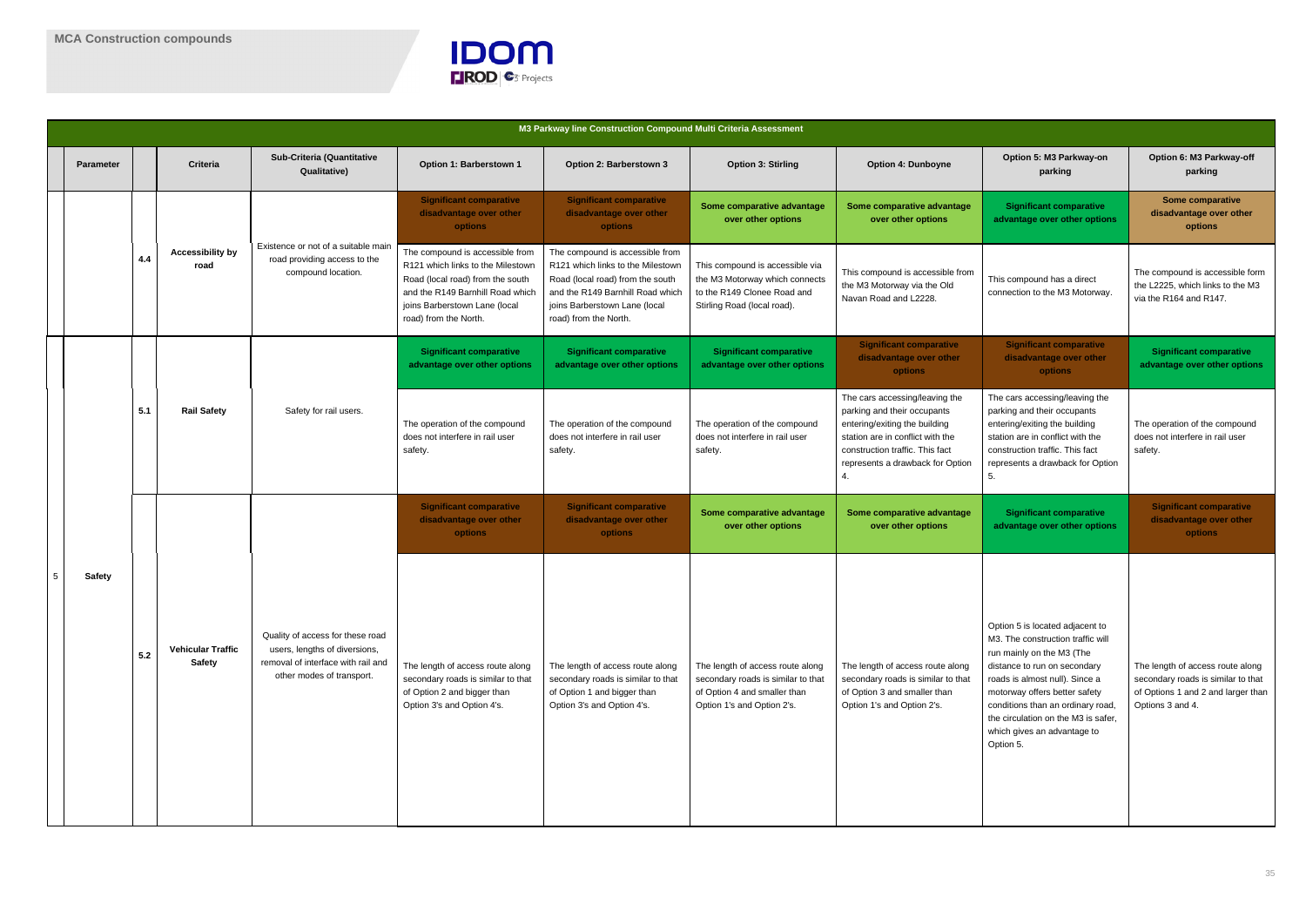# MCA Construction compounds

| | | | | M3 Parkway line Construction Compound Multi Criteria Assessment | | | | | |
|---|---|---|---|---|---|---|---|---|---|
| **Parameter** | | **Criteria** | **Sub-Criteria (Quantitative Qualitative)** | **Option 1: Barberstown 1** | **Option 2: Barberstown 3** | **Option 3: Stirling** | **Option 4: Dunboyne** | **Option 5: M3 Parkway-on parking** | **Option 6: M3 Parkway-off parking** |
| | 4.4 | **Accessibility by road** | Existence or not of a suitable main road providing access to the compound location. | **Significant comparative disadvantage over other options** The compound is accessible from R121 which links to the Milestown Road (local road) from the south and the R149 Barnhill Road which joins Barberstown Lane (local road) from the North. | **Significant comparative disadvantage over other options** The compound is accessible from R121 which links to the Milestown Road (local road) from the south and the R149 Barnhill Road which joins Barberstown Lane (local road) from the North. | **Some comparative advantage over other options** This compound is accessible via the M3 Motorway which connects to the R149 Clonee Road and Stirling Road (local road). | **Some comparative advantage over other options** This compound is accessible from the M3 Motorway via the Old Navan Road and L2228. | **Significant comparative advantage over other options** This compound has a direct connection to the M3 Motorway. | **Some comparative disadvantage over other options** The compound is accessible form the L2225, which links to the M3 via the R164 and R147. |
| 5 Safety | 5.1 | **Rail Safety** | Safety for rail users. | **Significant comparative advantage over other options** The operation of the compound does not interfere in rail user safety. | **Significant comparative advantage over other options** The operation of the compound does not interfere in rail user safety. | **Significant comparative advantage over other options** The operation of the compound does not interfere in rail user safety. | **Significant comparative disadvantage over other options** The cars accessing/leaving the parking and their occupants entering/exiting the building station are in conflict with the construction traffic. This fact represents a drawback for Option 4. | **Significant comparative disadvantage over other options** The cars accessing/leaving the parking and their occupants entering/exiting the building station are in conflict with the construction traffic. This fact represents a drawback for Option 5. | **Significant comparative advantage over other options** The operation of the compound does not interfere in rail user safety. |
| | 5.2 | **Vehicular Traffic Safety** | Quality of access for these road users, lengths of diversions, removal of interface with rail and other modes of transport. | **Significant comparative disadvantage over other options** The length of access route along secondary roads is similar to that of Option 2 and bigger than Option 3's and Option 4's. | **Significant comparative disadvantage over other options** The length of access route along secondary roads is similar to that of Option 1 and bigger than Option 3's and Option 4's. | **Some comparative advantage over other options** The length of access route along secondary roads is similar to that of Option 4 and smaller than Option 1's and Option 2's. | **Some comparative advantage over other options** The length of access route along secondary roads is similar to that of Option 3 and smaller than Option 1's and Option 2's. | **Significant comparative advantage over other options** Option 5 is located adjacent to M3. The construction traffic will run mainly on the M3 (The distance to run on secondary roads is almost null). Since a motorway offers better safety conditions than an ordinary road, the circulation on the M3 is safer, which gives an advantage to Option 5. | **Significant comparative disadvantage over other options** The length of access route along secondary roads is similar to that of Options 1 and 2 and larger than Options 3 and 4. |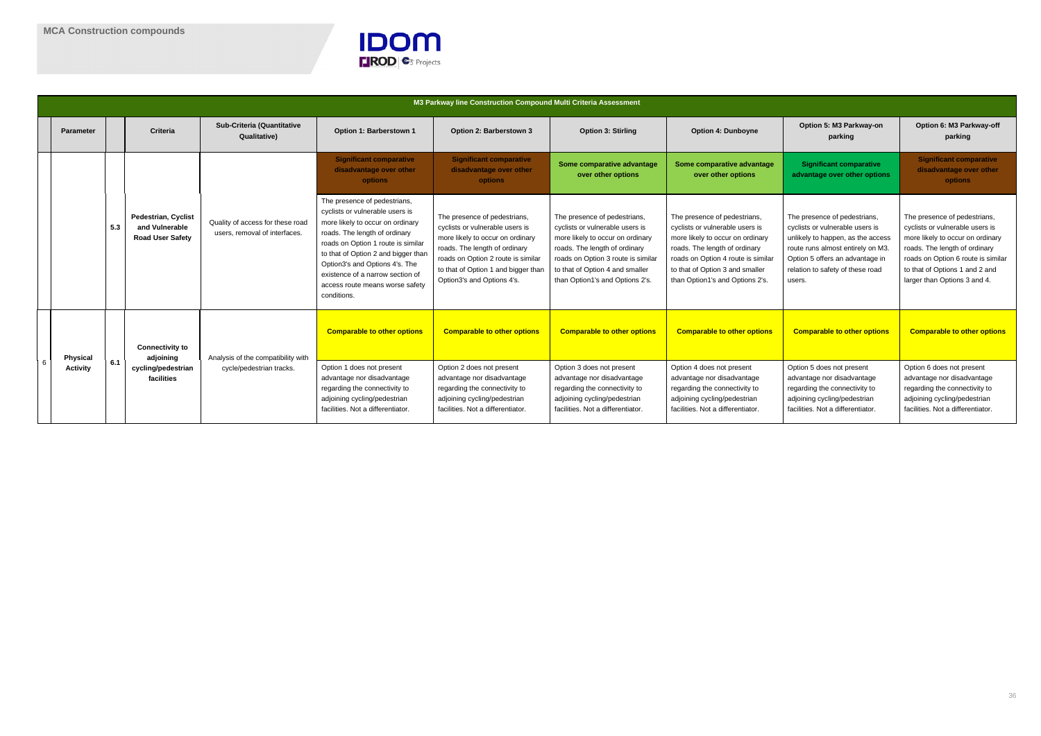**MCA Construction compounds**

| M3 Parkway line Construction Compound Multi Criteria Assessment | | | | | | | | | | | |
|---|---|---|---|---|---|---|---|---|---|---|---|
| | Parameter | | Criteria | Sub-Criteria (Quantitative Qualitative) | Option 1: Barberstown 1 | Option 2: Barberstown 3 | Option 3: Stirling | Option 4: Dunboyne | Option 5: M3 Parkway-on parking | Option 6: M3 Parkway-off parking |
| | | 5.3 | Pedestrian, Cyclist and Vulnerable Road User Safety | Quality of access for these road users, removal of interfaces. | Significant comparative disadvantage over other options | Significant comparative disadvantage over other options | Some comparative advantage over other options | Some comparative advantage over other options | Significant comparative advantage over other options | Significant comparative disadvantage over other options |
| | | | | | The presence of pedestrians, cyclists or vulnerable users is more likely to occur on ordinary roads. The length of ordinary roads on Option 1 route is similar to that of Option 2 and bigger than Option3's and Options 4's. The existence of a narrow section of access route means worse safety conditions. | The presence of pedestrians, cyclists or vulnerable users is more likely to occur on ordinary roads. The length of ordinary roads on Option 2 route is similar to that of Option 1 and bigger than Option3's and Options 4's. | The presence of pedestrians, cyclists or vulnerable users is more likely to occur on ordinary roads. The length of ordinary roads on Option 3 route is similar to that of Option 4 and smaller than Option1's and Options 2's. | The presence of pedestrians, cyclists or vulnerable users is more likely to occur on ordinary roads. The length of ordinary roads on Option 4 route is similar to that of Option 3 and smaller than Option1's and Options 2's. | The presence of pedestrians, cyclists or vulnerable users is unlikely to happen, as the access route runs almost entirely on M3. Option 5 offers an advantage in relation to safety of these road users. | The presence of pedestrians, cyclists or vulnerable users is more likely to occur on ordinary roads. The length of ordinary roads on Option 6 route is similar to that of Options 1 and 2 and larger than Options 3 and 4. |
| 6 | Physical Activity | 6.1 | Connectivity to adjoining cycling/pedestrian facilities | Analysis of the compatibility with cycle/pedestrian tracks. | Comparable to other options | Comparable to other options | Comparable to other options | Comparable to other options | Comparable to other options | Comparable to other options |
| | | | | | Option 1 does not present advantage nor disadvantage regarding the connectivity to adjoining cycling/pedestrian facilities. Not a differentiator. | Option 2 does not present advantage nor disadvantage regarding the connectivity to adjoining cycling/pedestrian facilities. Not a differentiator. | Option 3 does not present advantage nor disadvantage regarding the connectivity to adjoining cycling/pedestrian facilities. Not a differentiator. | Option 4 does not present advantage nor disadvantage regarding the connectivity to adjoining cycling/pedestrian facilities. Not a differentiator. | Option 5 does not present advantage nor disadvantage regarding the connectivity to adjoining cycling/pedestrian facilities. Not a differentiator. | Option 6 does not present advantage nor disadvantage regarding the connectivity to adjoining cycling/pedestrian facilities. Not a differentiator. |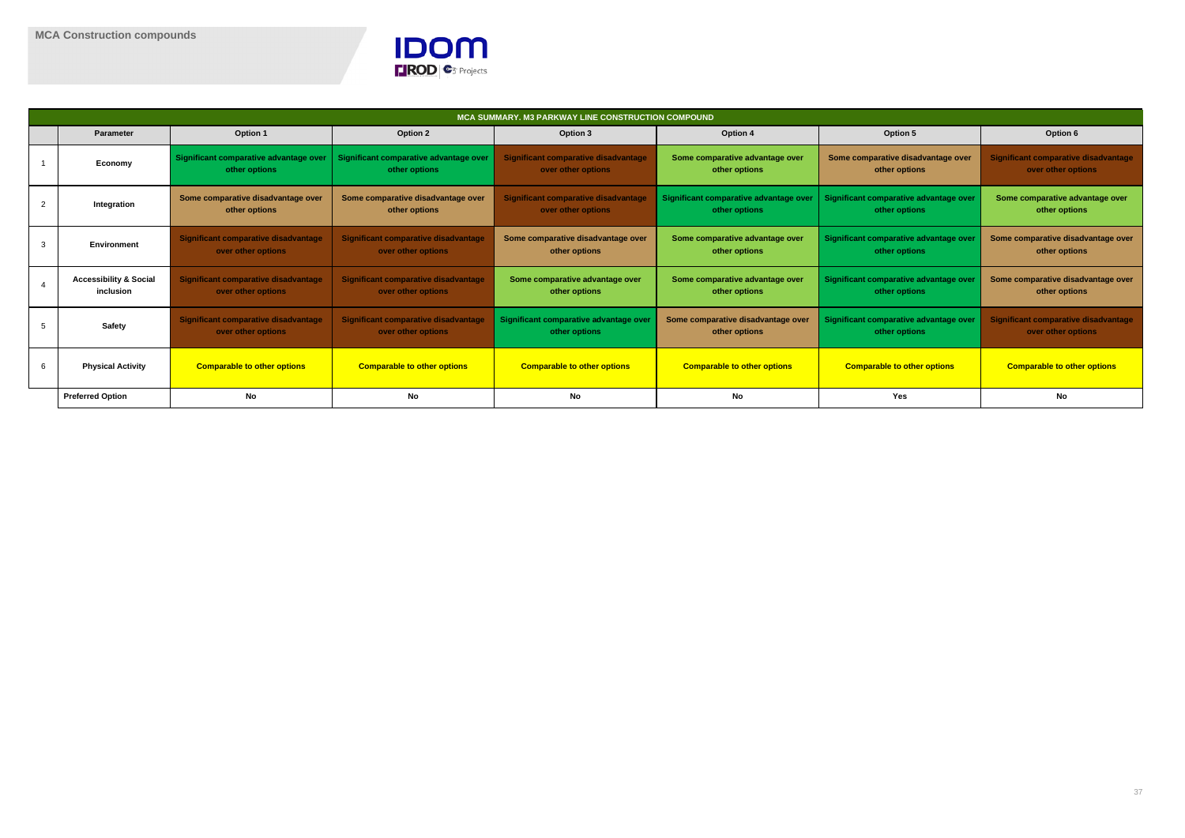# MCA Construction compounds

| MCA SUMMARY. M3 PARKWAY LINE CONSTRUCTION COMPOUND | | | | | | | |
|---|---|---|---|---|---|---|---|
| | Parameter | Option 1 | Option 2 | Option 3 | Option 4 | Option 5 | Option 6 |
| 1 | Economy | Significant comparative advantage over other options | Significant comparative advantage over other options | Significant comparative disadvantage over other options | Some comparative advantage over other options | Some comparative disadvantage over other options | Significant comparative disadvantage over other options |
| 2 | Integration | Some comparative disadvantage over other options | Some comparative disadvantage over other options | Significant comparative disadvantage over other options | Significant comparative advantage over other options | Significant comparative advantage over other options | Some comparative advantage over other options |
| 3 | Environment | Significant comparative disadvantage over other options | Significant comparative disadvantage over other options | Some comparative disadvantage over other options | Some comparative advantage over other options | Significant comparative advantage over other options | Some comparative disadvantage over other options |
| 4 | Accessibility & Social inclusion | Significant comparative disadvantage over other options | Significant comparative disadvantage over other options | Some comparative advantage over other options | Some comparative advantage over other options | Significant comparative advantage over other options | Some comparative disadvantage over other options |
| 5 | Safety | Significant comparative disadvantage over other options | Significant comparative disadvantage over other options | Significant comparative advantage over other options | Some comparative disadvantage over other options | Significant comparative advantage over other options | Significant comparative disadvantage over other options |
| 6 | Physical Activity | Comparable to other options | Comparable to other options | Comparable to other options | Comparable to other options | Comparable to other options | Comparable to other options |
| | Preferred Option | No | No | No | No | Yes | No |